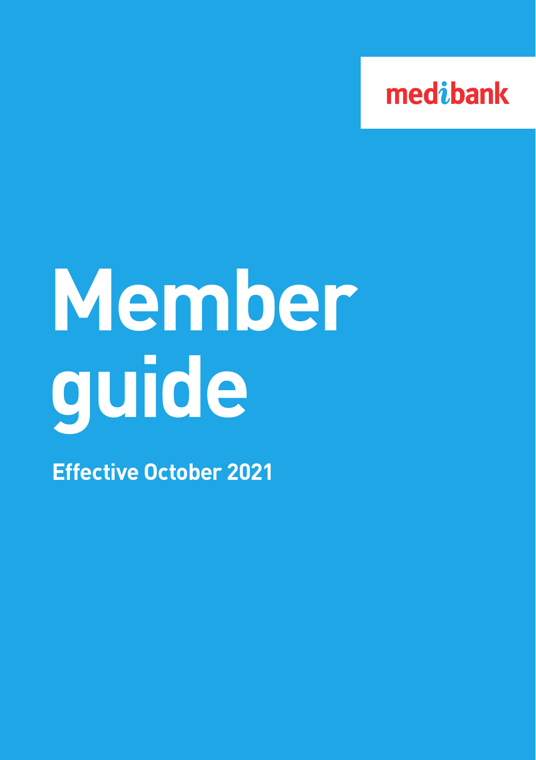medibank

# Member guide

**Effective October 2021**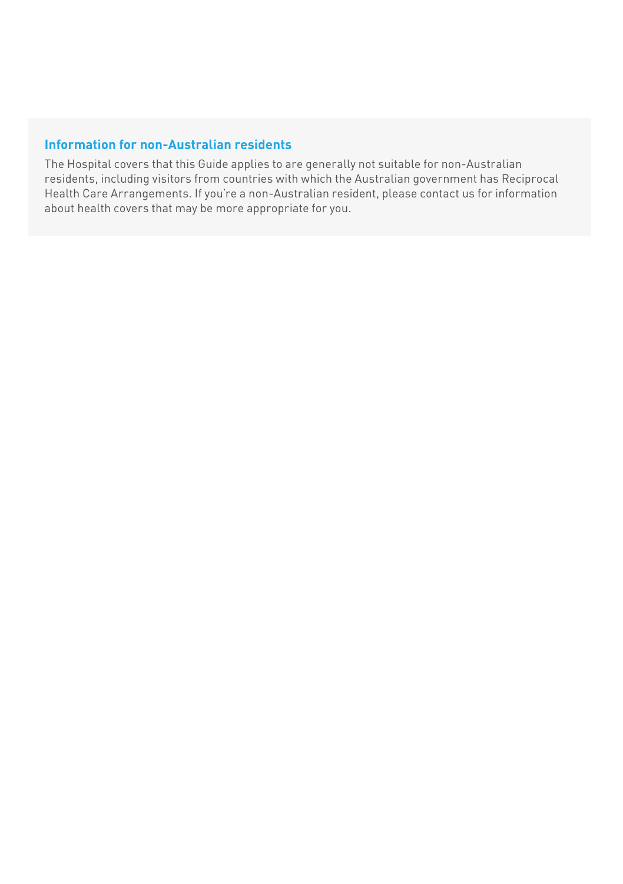### Information for non-Australian residents

The Hospital covers that this Guide applies to are generally not suitable for non-Australian residents, including visitors from countries with which the Australian government has Reciprocal Health Care Arrangements. If you're a non-Australian resident, please contact us for information about health covers that may be more appropriate for you.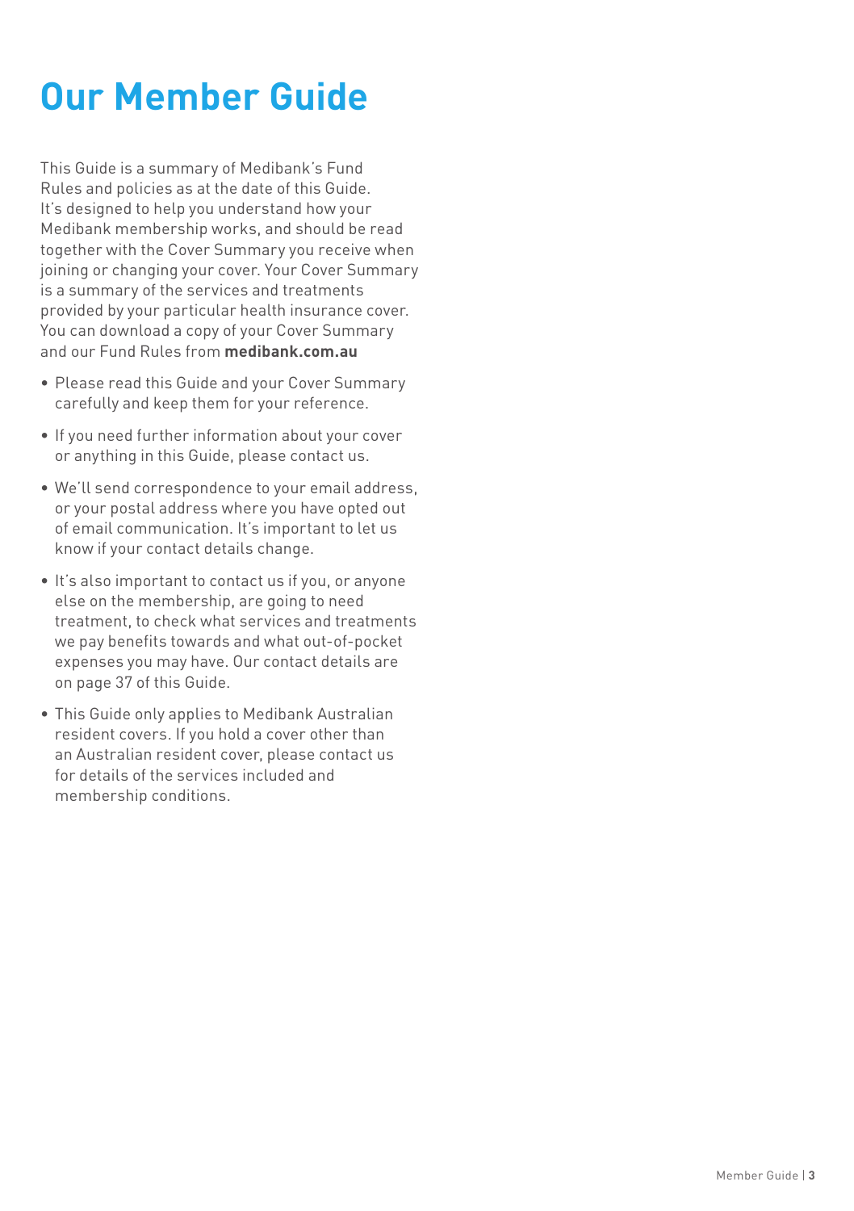# Our Member Guide

This Guide is a summary of Medibank's Fund Rules and policies as at the date of this Guide. It's designed to help you understand how your Medibank membership works, and should be read together with the Cover Summary you receive when joining or changing your cover. Your Cover Summary is a summary of the services and treatments provided by your particular health insurance cover. You can download a copy of your Cover Summary and our Fund Rules from **medibank.com.au**

- Please read this Guide and your Cover Summary carefully and keep them for your reference.
- If you need further information about your cover or anything in this Guide, please contact us.
- We'll send correspondence to your email address, or your postal address where you have opted out of email communication. It's important to let us know if your contact details change.
- It's also important to contact us if you, or anyone else on the membership, are going to need treatment, to check what services and treatments we pay benefits towards and what out-of-pocket expenses you may have. Our contact details are on page 37 of this Guide.
- This Guide only applies to Medibank Australian resident covers. If you hold a cover other than an Australian resident cover, please contact us for details of the services included and membership conditions.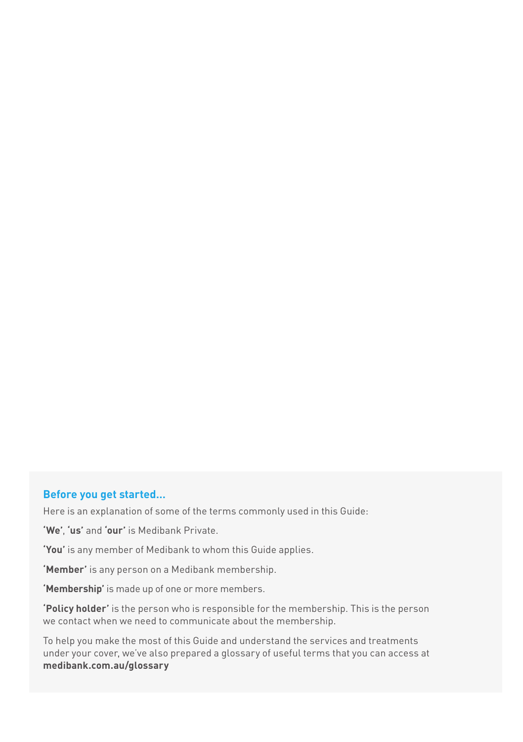## Before you get started...

Here is an explanation of some of the terms commonly used in this Guide:

**'We'**, **'us'** and **'our'** is Medibank Private.

**'You'** is any member of Medibank to whom this Guide applies.

**'Member'** is any person on a Medibank membership.

**'Membership'** is made up of one or more members.

**'Policy holder'** is the person who is responsible for the membership. This is the person we contact when we need to communicate about the membership.

To help you make the most of this Guide and understand the services and treatments under your cover, we've also prepared a glossary of useful terms that you can access at **medibank.com.au/glossary**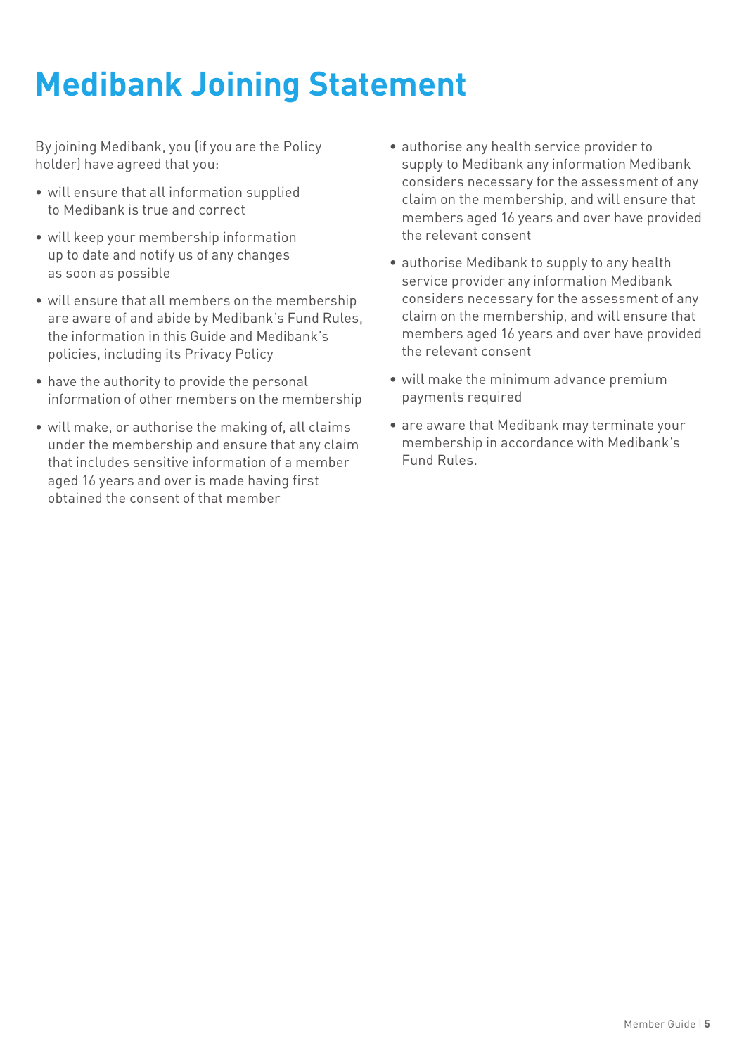# Medibank Joining Statement

By joining Medibank, you (if you are the Policy holder) have agreed that you:

- will ensure that all information supplied to Medibank is true and correct
- will keep your membership information up to date and notify us of any changes as soon as possible
- will ensure that all members on the membership are aware of and abide by Medibank's Fund Rules, the information in this Guide and Medibank's policies, including its Privacy Policy
- have the authority to provide the personal information of other members on the membership
- will make, or authorise the making of, all claims under the membership and ensure that any claim that includes sensitive information of a member aged 16 years and over is made having first obtained the consent of that member
- authorise any health service provider to supply to Medibank any information Medibank considers necessary for the assessment of any claim on the membership, and will ensure that members aged 16 years and over have provided the relevant consent
- authorise Medibank to supply to any health service provider any information Medibank considers necessary for the assessment of any claim on the membership, and will ensure that members aged 16 years and over have provided the relevant consent
- will make the minimum advance premium payments required
- are aware that Medibank may terminate your membership in accordance with Medibank's Fund Rules.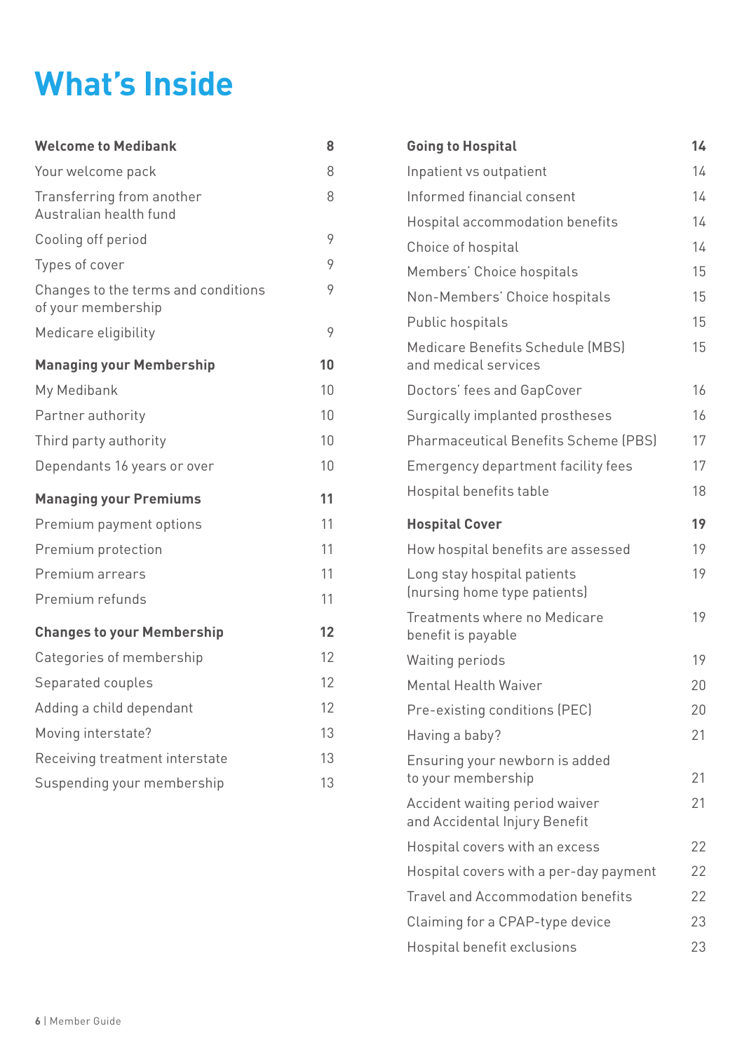# What's Inside

| | |
|---|---|
| **Welcome to Medibank** | **8** |
| Your welcome pack | 8 |
| Transferring from another Australian health fund | 8 |
| Cooling off period | 9 |
| Types of cover | 9 |
| Changes to the terms and conditions of your membership | 9 |
| Medicare eligibility | 9 |
| **Managing your Membership** | **10** |
| My Medibank | 10 |
| Partner authority | 10 |
| Third party authority | 10 |
| Dependants 16 years or over | 10 |
| **Managing your Premiums** | **11** |
| Premium payment options | 11 |
| Premium protection | 11 |
| Premium arrears | 11 |
| Premium refunds | 11 |
| **Changes to your Membership** | **12** |
| Categories of membership | 12 |
| Separated couples | 12 |
| Adding a child dependant | 12 |
| Moving interstate? | 13 |
| Receiving treatment interstate | 13 |
| Suspending your membership | 13 |
| **Going to Hospital** | **14** |
| Inpatient vs outpatient | 14 |
| Informed financial consent | 14 |
| Hospital accommodation benefits | 14 |
| Choice of hospital | 14 |
| Members' Choice hospitals | 15 |
| Non-Members' Choice hospitals | 15 |
| Public hospitals | 15 |
| Medicare Benefits Schedule (MBS) and medical services | 15 |
| Doctors' fees and GapCover | 16 |
| Surgically implanted prostheses | 16 |
| Pharmaceutical Benefits Scheme (PBS) | 17 |
| Emergency department facility fees | 17 |
| Hospital benefits table | 18 |
| **Hospital Cover** | **19** |
| How hospital benefits are assessed | 19 |
| Long stay hospital patients (nursing home type patients) | 19 |
| Treatments where no Medicare benefit is payable | 19 |
| Waiting periods | 19 |
| Mental Health Waiver | 20 |
| Pre-existing conditions (PEC) | 20 |
| Having a baby? | 21 |
| Ensuring your newborn is added to your membership | 21 |
| Accident waiting period waiver and Accidental Injury Benefit | 21 |
| Hospital covers with an excess | 22 |
| Hospital covers with a per-day payment | 22 |
| Travel and Accommodation benefits | 22 |
| Claiming for a CPAP-type device | 23 |
| Hospital benefit exclusions | 23 |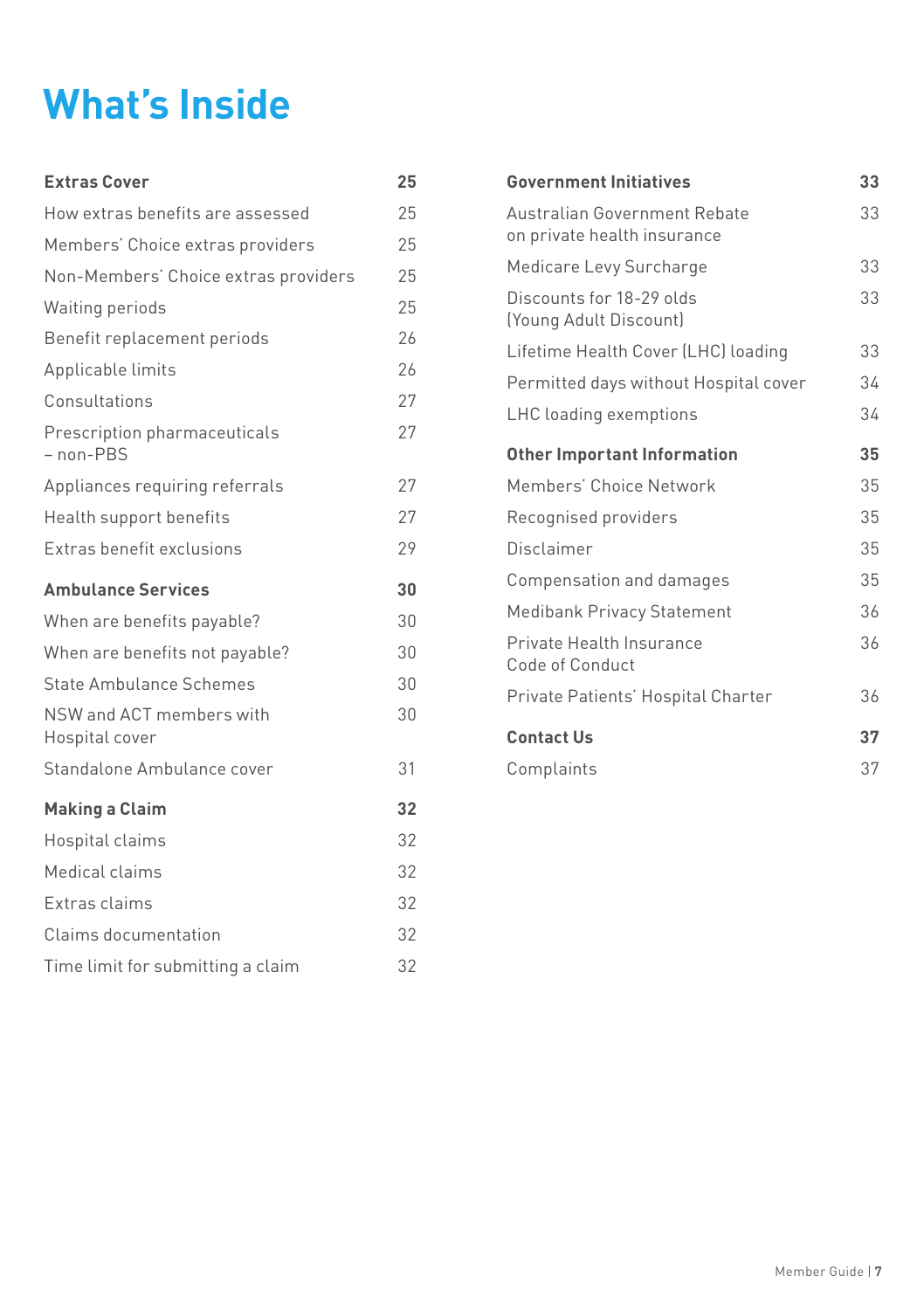# What's Inside

| | |
|---|---|
| **Extras Cover** | **25** |
| How extras benefits are assessed | 25 |
| Members' Choice extras providers | 25 |
| Non-Members' Choice extras providers | 25 |
| Waiting periods | 25 |
| Benefit replacement periods | 26 |
| Applicable limits | 26 |
| Consultations | 27 |
| Prescription pharmaceuticals – non-PBS | 27 |
| Appliances requiring referrals | 27 |
| Health support benefits | 27 |
| Extras benefit exclusions | 29 |
| **Ambulance Services** | **30** |
| When are benefits payable? | 30 |
| When are benefits not payable? | 30 |
| State Ambulance Schemes | 30 |
| NSW and ACT members with Hospital cover | 30 |
| Standalone Ambulance cover | 31 |
| **Making a Claim** | **32** |
| Hospital claims | 32 |
| Medical claims | 32 |
| Extras claims | 32 |
| Claims documentation | 32 |
| Time limit for submitting a claim | 32 |
| **Government Initiatives** | **33** |
| Australian Government Rebate on private health insurance | 33 |
| Medicare Levy Surcharge | 33 |
| Discounts for 18-29 olds (Young Adult Discount) | 33 |
| Lifetime Health Cover (LHC) loading | 33 |
| Permitted days without Hospital cover | 34 |
| LHC loading exemptions | 34 |
| **Other Important Information** | **35** |
| Members' Choice Network | 35 |
| Recognised providers | 35 |
| Disclaimer | 35 |
| Compensation and damages | 35 |
| Medibank Privacy Statement | 36 |
| Private Health Insurance Code of Conduct | 36 |
| Private Patients' Hospital Charter | 36 |
| **Contact Us** | **37** |
| Complaints | 37 |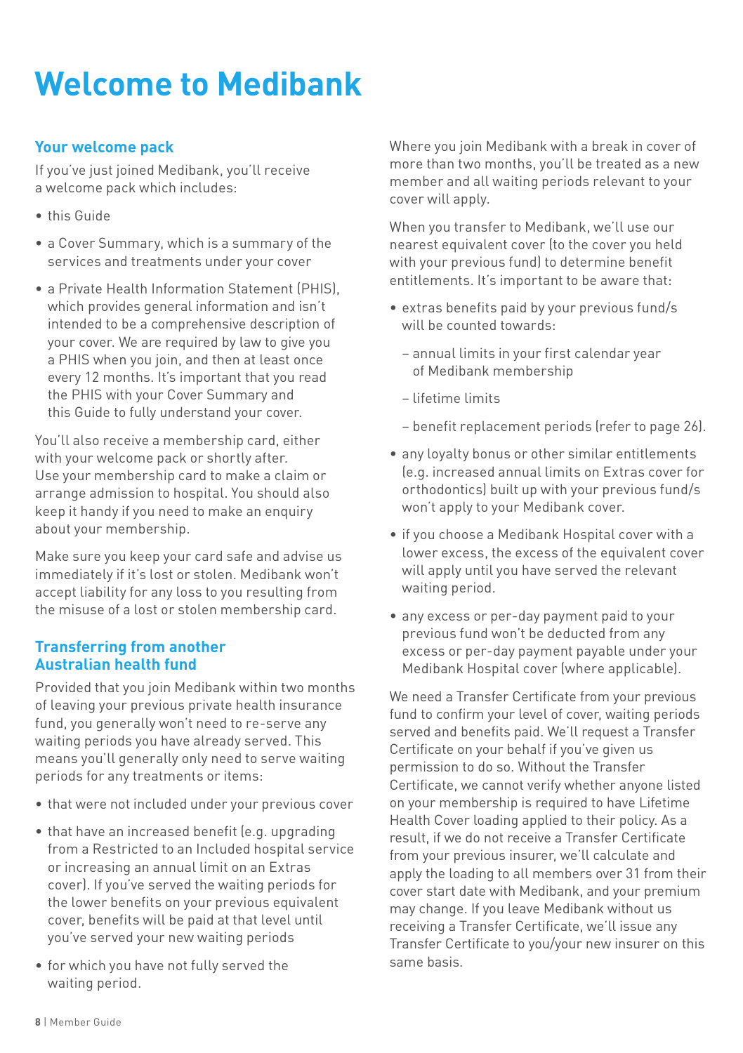# Welcome to Medibank

## Your welcome pack

If you've just joined Medibank, you'll receive a welcome pack which includes:

- this Guide
- a Cover Summary, which is a summary of the services and treatments under your cover
- a Private Health Information Statement (PHIS), which provides general information and isn't intended to be a comprehensive description of your cover. We are required by law to give you a PHIS when you join, and then at least once every 12 months. It's important that you read the PHIS with your Cover Summary and this Guide to fully understand your cover.

You'll also receive a membership card, either with your welcome pack or shortly after. Use your membership card to make a claim or arrange admission to hospital. You should also keep it handy if you need to make an enquiry about your membership.

Make sure you keep your card safe and advise us immediately if it's lost or stolen. Medibank won't accept liability for any loss to you resulting from the misuse of a lost or stolen membership card.

## Transferring from another Australian health fund

Provided that you join Medibank within two months of leaving your previous private health insurance fund, you generally won't need to re-serve any waiting periods you have already served. This means you'll generally only need to serve waiting periods for any treatments or items:

- that were not included under your previous cover
- that have an increased benefit (e.g. upgrading from a Restricted to an Included hospital service or increasing an annual limit on an Extras cover). If you've served the waiting periods for the lower benefits on your previous equivalent cover, benefits will be paid at that level until you've served your new waiting periods
- for which you have not fully served the waiting period.

Where you join Medibank with a break in cover of more than two months, you'll be treated as a new member and all waiting periods relevant to your cover will apply.

When you transfer to Medibank, we'll use our nearest equivalent cover (to the cover you held with your previous fund) to determine benefit entitlements. It's important to be aware that:

- extras benefits paid by your previous fund/s will be counted towards:
  - annual limits in your first calendar year of Medibank membership
  - lifetime limits
  - benefit replacement periods (refer to page 26).
- any loyalty bonus or other similar entitlements (e.g. increased annual limits on Extras cover for orthodontics) built up with your previous fund/s won't apply to your Medibank cover.
- if you choose a Medibank Hospital cover with a lower excess, the excess of the equivalent cover will apply until you have served the relevant waiting period.
- any excess or per-day payment paid to your previous fund won't be deducted from any excess or per-day payment payable under your Medibank Hospital cover (where applicable).

We need a Transfer Certificate from your previous fund to confirm your level of cover, waiting periods served and benefits paid. We'll request a Transfer Certificate on your behalf if you've given us permission to do so. Without the Transfer Certificate, we cannot verify whether anyone listed on your membership is required to have Lifetime Health Cover loading applied to their policy. As a result, if we do not receive a Transfer Certificate from your previous insurer, we'll calculate and apply the loading to all members over 31 from their cover start date with Medibank, and your premium may change. If you leave Medibank without us receiving a Transfer Certificate, we'll issue any Transfer Certificate to you/your new insurer on this same basis.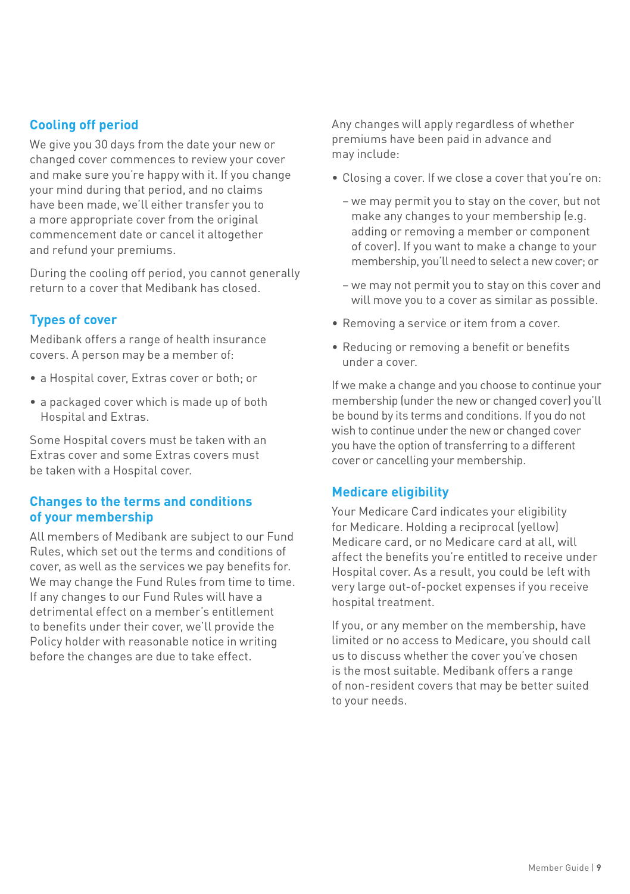## Cooling off period

We give you 30 days from the date your new or changed cover commences to review your cover and make sure you're happy with it. If you change your mind during that period, and no claims have been made, we'll either transfer you to a more appropriate cover from the original commencement date or cancel it altogether and refund your premiums.

During the cooling off period, you cannot generally return to a cover that Medibank has closed.

## Types of cover

Medibank offers a range of health insurance covers. A person may be a member of:

- a Hospital cover, Extras cover or both; or
- a packaged cover which is made up of both Hospital and Extras.

Some Hospital covers must be taken with an Extras cover and some Extras covers must be taken with a Hospital cover.

## Changes to the terms and conditions of your membership

All members of Medibank are subject to our Fund Rules, which set out the terms and conditions of cover, as well as the services we pay benefits for. We may change the Fund Rules from time to time. If any changes to our Fund Rules will have a detrimental effect on a member's entitlement to benefits under their cover, we'll provide the Policy holder with reasonable notice in writing before the changes are due to take effect.

Any changes will apply regardless of whether premiums have been paid in advance and may include:

- Closing a cover. If we close a cover that you're on:
  - we may permit you to stay on the cover, but not make any changes to your membership (e.g. adding or removing a member or component of cover). If you want to make a change to your membership, you'll need to select a new cover; or
  - we may not permit you to stay on this cover and will move you to a cover as similar as possible.
- Removing a service or item from a cover.
- Reducing or removing a benefit or benefits under a cover.

If we make a change and you choose to continue your membership (under the new or changed cover) you'll be bound by its terms and conditions. If you do not wish to continue under the new or changed cover you have the option of transferring to a different cover or cancelling your membership.

## Medicare eligibility

Your Medicare Card indicates your eligibility for Medicare. Holding a reciprocal (yellow) Medicare card, or no Medicare card at all, will affect the benefits you're entitled to receive under Hospital cover. As a result, you could be left with very large out-of-pocket expenses if you receive hospital treatment.

If you, or any member on the membership, have limited or no access to Medicare, you should call us to discuss whether the cover you've chosen is the most suitable. Medibank offers a range of non-resident covers that may be better suited to your needs.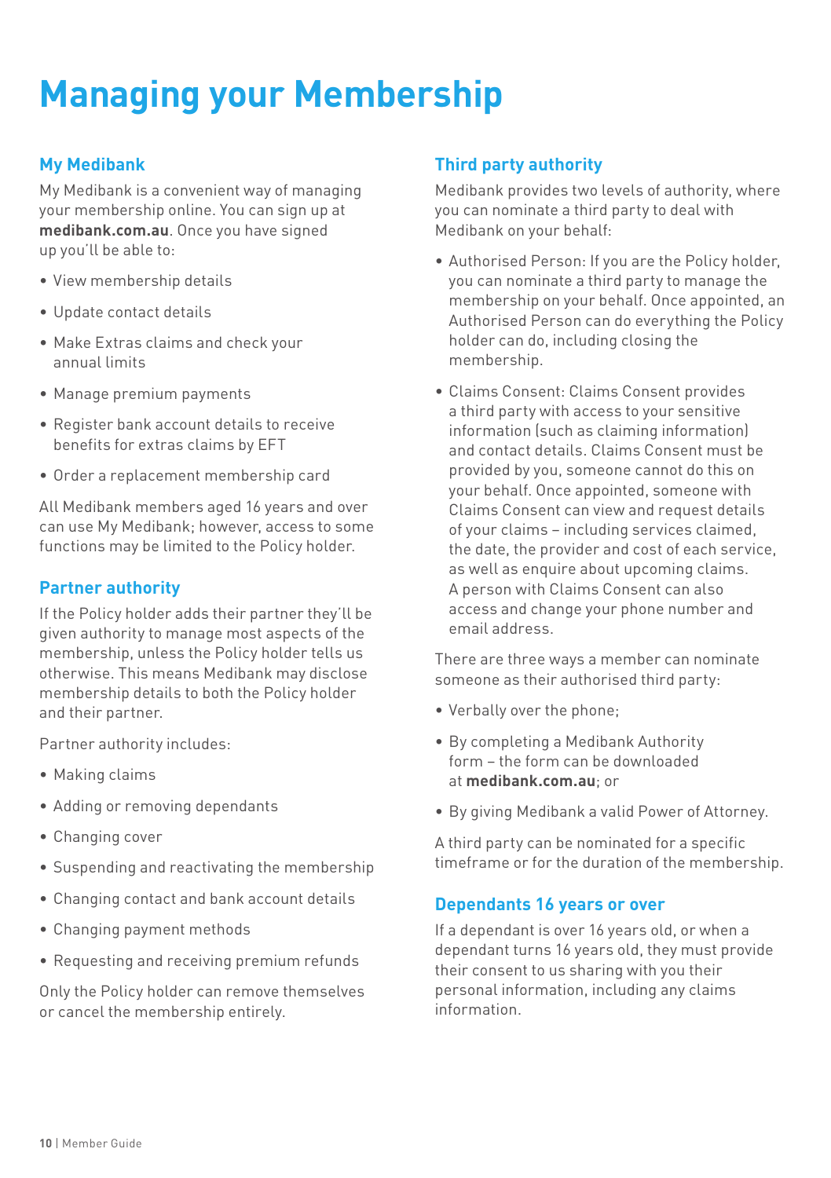# Managing your Membership

## My Medibank

My Medibank is a convenient way of managing your membership online. You can sign up at **medibank.com.au**. Once you have signed up you'll be able to:

- View membership details
- Update contact details
- Make Extras claims and check your annual limits
- Manage premium payments
- Register bank account details to receive benefits for extras claims by EFT
- Order a replacement membership card

All Medibank members aged 16 years and over can use My Medibank; however, access to some functions may be limited to the Policy holder.

## Partner authority

If the Policy holder adds their partner they'll be given authority to manage most aspects of the membership, unless the Policy holder tells us otherwise. This means Medibank may disclose membership details to both the Policy holder and their partner.

Partner authority includes:

- Making claims
- Adding or removing dependants
- Changing cover
- Suspending and reactivating the membership
- Changing contact and bank account details
- Changing payment methods
- Requesting and receiving premium refunds

Only the Policy holder can remove themselves or cancel the membership entirely.

## Third party authority

Medibank provides two levels of authority, where you can nominate a third party to deal with Medibank on your behalf:

- Authorised Person: If you are the Policy holder, you can nominate a third party to manage the membership on your behalf. Once appointed, an Authorised Person can do everything the Policy holder can do, including closing the membership.
- Claims Consent: Claims Consent provides a third party with access to your sensitive information (such as claiming information) and contact details. Claims Consent must be provided by you, someone cannot do this on your behalf. Once appointed, someone with Claims Consent can view and request details of your claims – including services claimed, the date, the provider and cost of each service, as well as enquire about upcoming claims. A person with Claims Consent can also access and change your phone number and email address.

There are three ways a member can nominate someone as their authorised third party:

- Verbally over the phone;
- By completing a Medibank Authority form – the form can be downloaded at **medibank.com.au**; or
- By giving Medibank a valid Power of Attorney.

A third party can be nominated for a specific timeframe or for the duration of the membership.

## Dependants 16 years or over

If a dependant is over 16 years old, or when a dependant turns 16 years old, they must provide their consent to us sharing with you their personal information, including any claims information.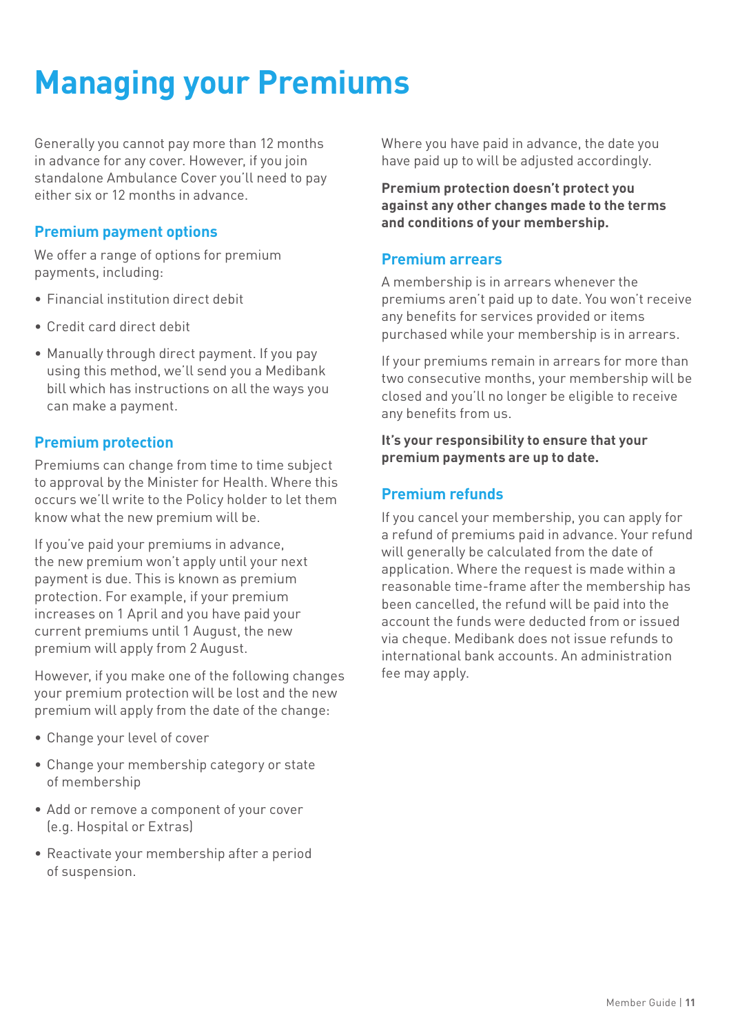# Managing your Premiums

Generally you cannot pay more than 12 months in advance for any cover. However, if you join standalone Ambulance Cover you'll need to pay either six or 12 months in advance.

## Premium payment options

We offer a range of options for premium payments, including:

- Financial institution direct debit
- Credit card direct debit
- Manually through direct payment. If you pay using this method, we'll send you a Medibank bill which has instructions on all the ways you can make a payment.

## Premium protection

Premiums can change from time to time subject to approval by the Minister for Health. Where this occurs we'll write to the Policy holder to let them know what the new premium will be.

If you've paid your premiums in advance, the new premium won't apply until your next payment is due. This is known as premium protection. For example, if your premium increases on 1 April and you have paid your current premiums until 1 August, the new premium will apply from 2 August.

However, if you make one of the following changes your premium protection will be lost and the new premium will apply from the date of the change:

- Change your level of cover
- Change your membership category or state of membership
- Add or remove a component of your cover (e.g. Hospital or Extras)
- Reactivate your membership after a period of suspension.

Where you have paid in advance, the date you have paid up to will be adjusted accordingly.

**Premium protection doesn't protect you against any other changes made to the terms and conditions of your membership.**

## Premium arrears

A membership is in arrears whenever the premiums aren't paid up to date. You won't receive any benefits for services provided or items purchased while your membership is in arrears.

If your premiums remain in arrears for more than two consecutive months, your membership will be closed and you'll no longer be eligible to receive any benefits from us.

**It's your responsibility to ensure that your premium payments are up to date.**

## Premium refunds

If you cancel your membership, you can apply for a refund of premiums paid in advance. Your refund will generally be calculated from the date of application. Where the request is made within a reasonable time-frame after the membership has been cancelled, the refund will be paid into the account the funds were deducted from or issued via cheque. Medibank does not issue refunds to international bank accounts. An administration fee may apply.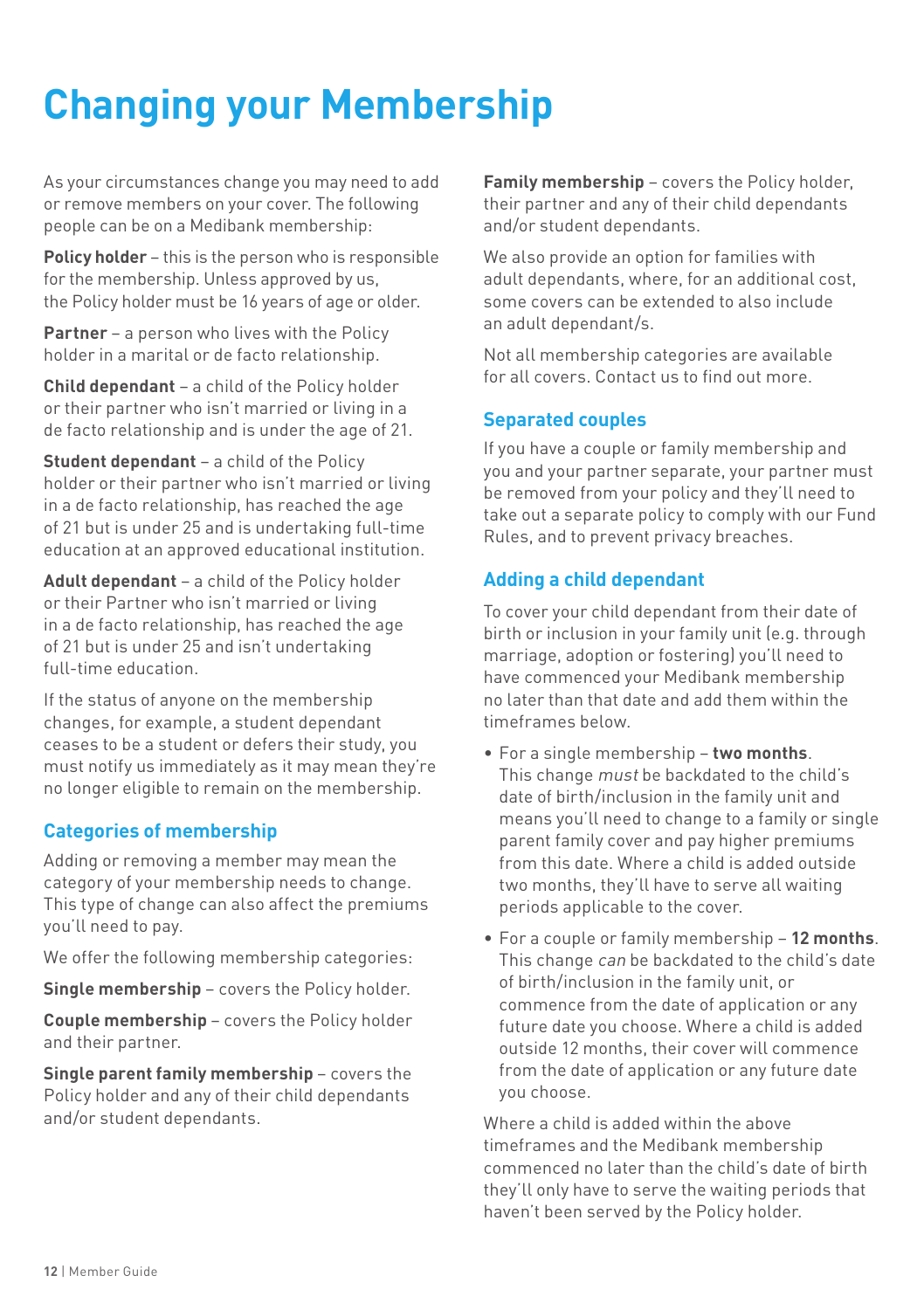# Changing your Membership

As your circumstances change you may need to add or remove members on your cover. The following people can be on a Medibank membership:

**Policy holder** – this is the person who is responsible for the membership. Unless approved by us, the Policy holder must be 16 years of age or older.

**Partner** – a person who lives with the Policy holder in a marital or de facto relationship.

**Child dependant** – a child of the Policy holder or their partner who isn't married or living in a de facto relationship and is under the age of 21.

**Student dependant** – a child of the Policy holder or their partner who isn't married or living in a de facto relationship, has reached the age of 21 but is under 25 and is undertaking full-time education at an approved educational institution.

**Adult dependant** – a child of the Policy holder or their Partner who isn't married or living in a de facto relationship, has reached the age of 21 but is under 25 and isn't undertaking full-time education.

If the status of anyone on the membership changes, for example, a student dependant ceases to be a student or defers their study, you must notify us immediately as it may mean they're no longer eligible to remain on the membership.

## Categories of membership

Adding or removing a member may mean the category of your membership needs to change. This type of change can also affect the premiums you'll need to pay.

We offer the following membership categories:

**Single membership** – covers the Policy holder.

**Couple membership** – covers the Policy holder and their partner.

**Single parent family membership** – covers the Policy holder and any of their child dependants and/or student dependants.

**Family membership** – covers the Policy holder, their partner and any of their child dependants and/or student dependants.

We also provide an option for families with adult dependants, where, for an additional cost, some covers can be extended to also include an adult dependant/s.

Not all membership categories are available for all covers. Contact us to find out more.

## Separated couples

If you have a couple or family membership and you and your partner separate, your partner must be removed from your policy and they'll need to take out a separate policy to comply with our Fund Rules, and to prevent privacy breaches.

## Adding a child dependant

To cover your child dependant from their date of birth or inclusion in your family unit (e.g. through marriage, adoption or fostering) you'll need to have commenced your Medibank membership no later than that date and add them within the timeframes below.

- For a single membership – **two months**. This change *must* be backdated to the child's date of birth/inclusion in the family unit and means you'll need to change to a family or single parent family cover and pay higher premiums from this date. Where a child is added outside two months, they'll have to serve all waiting periods applicable to the cover.
- For a couple or family membership – **12 months**. This change *can* be backdated to the child's date of birth/inclusion in the family unit, or commence from the date of application or any future date you choose. Where a child is added outside 12 months, their cover will commence from the date of application or any future date you choose.

Where a child is added within the above timeframes and the Medibank membership commenced no later than the child's date of birth they'll only have to serve the waiting periods that haven't been served by the Policy holder.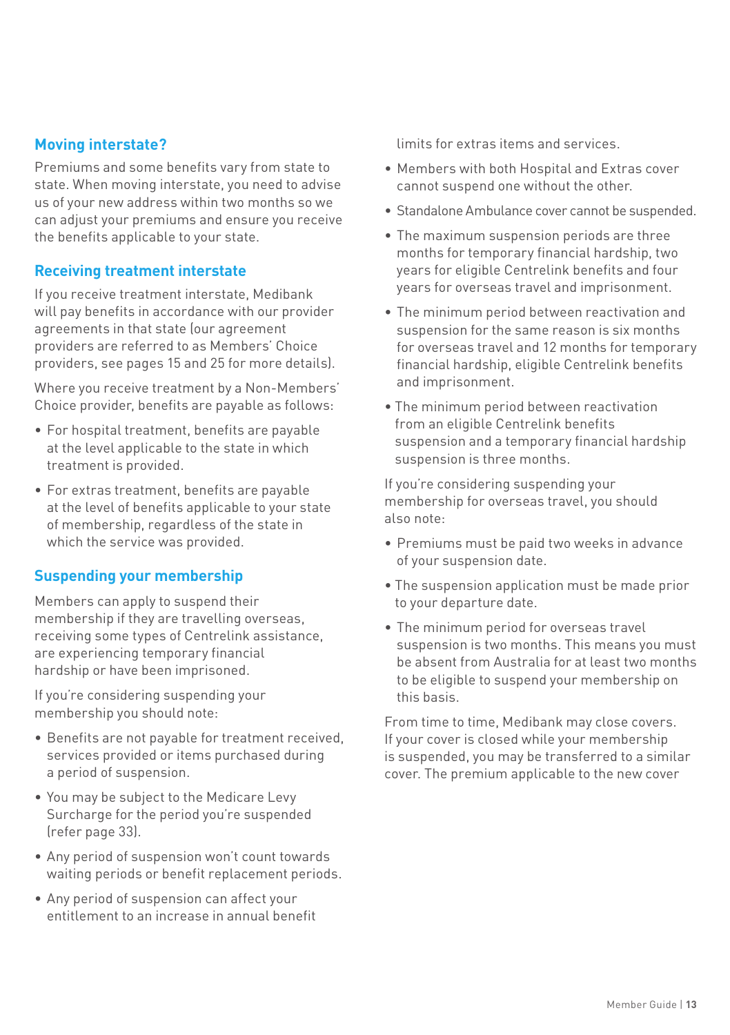## Moving interstate?

Premiums and some benefits vary from state to state. When moving interstate, you need to advise us of your new address within two months so we can adjust your premiums and ensure you receive the benefits applicable to your state.

### Receiving treatment interstate

If you receive treatment interstate, Medibank will pay benefits in accordance with our provider agreements in that state (our agreement providers are referred to as Members' Choice providers, see pages 15 and 25 for more details).

Where you receive treatment by a Non-Members' Choice provider, benefits are payable as follows:

- For hospital treatment, benefits are payable at the level applicable to the state in which treatment is provided.
- For extras treatment, benefits are payable at the level of benefits applicable to your state of membership, regardless of the state in which the service was provided.

## Suspending your membership

Members can apply to suspend their membership if they are travelling overseas, receiving some types of Centrelink assistance, are experiencing temporary financial hardship or have been imprisoned.

If you're considering suspending your membership you should note:

- Benefits are not payable for treatment received, services provided or items purchased during a period of suspension.
- You may be subject to the Medicare Levy Surcharge for the period you're suspended (refer page 33).
- Any period of suspension won't count towards waiting periods or benefit replacement periods.
- Any period of suspension can affect your entitlement to an increase in annual benefit limits for extras items and services.
- Members with both Hospital and Extras cover cannot suspend one without the other.
- Standalone Ambulance cover cannot be suspended.
- The maximum suspension periods are three months for temporary financial hardship, two years for eligible Centrelink benefits and four years for overseas travel and imprisonment.
- The minimum period between reactivation and suspension for the same reason is six months for overseas travel and 12 months for temporary financial hardship, eligible Centrelink benefits and imprisonment.
- The minimum period between reactivation from an eligible Centrelink benefits suspension and a temporary financial hardship suspension is three months.

If you're considering suspending your membership for overseas travel, you should also note:

- Premiums must be paid two weeks in advance of your suspension date.
- The suspension application must be made prior to your departure date.
- The minimum period for overseas travel suspension is two months. This means you must be absent from Australia for at least two months to be eligible to suspend your membership on this basis.

From time to time, Medibank may close covers. If your cover is closed while your membership is suspended, you may be transferred to a similar cover. The premium applicable to the new cover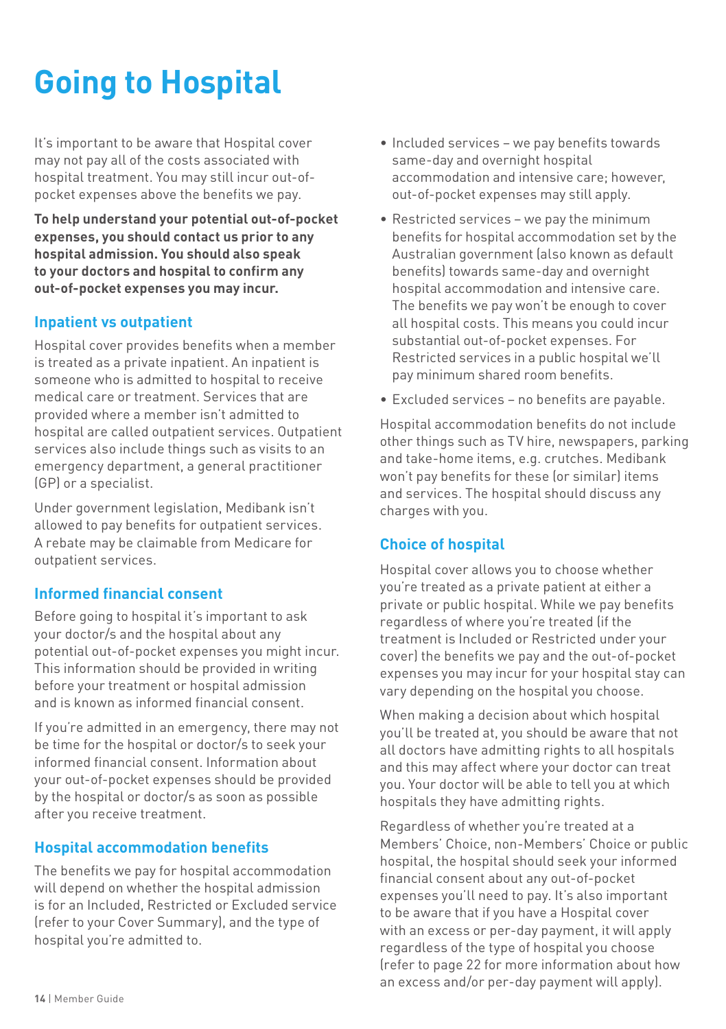# Going to Hospital

It's important to be aware that Hospital cover may not pay all of the costs associated with hospital treatment. You may still incur out-of-pocket expenses above the benefits we pay.

**To help understand your potential out-of-pocket expenses, you should contact us prior to any hospital admission. You should also speak to your doctors and hospital to confirm any out-of-pocket expenses you may incur.**

## Inpatient vs outpatient

Hospital cover provides benefits when a member is treated as a private inpatient. An inpatient is someone who is admitted to hospital to receive medical care or treatment. Services that are provided where a member isn't admitted to hospital are called outpatient services. Outpatient services also include things such as visits to an emergency department, a general practitioner (GP) or a specialist.

Under government legislation, Medibank isn't allowed to pay benefits for outpatient services. A rebate may be claimable from Medicare for outpatient services.

## Informed financial consent

Before going to hospital it's important to ask your doctor/s and the hospital about any potential out-of-pocket expenses you might incur. This information should be provided in writing before your treatment or hospital admission and is known as informed financial consent.

If you're admitted in an emergency, there may not be time for the hospital or doctor/s to seek your informed financial consent. Information about your out-of-pocket expenses should be provided by the hospital or doctor/s as soon as possible after you receive treatment.

## Hospital accommodation benefits

The benefits we pay for hospital accommodation will depend on whether the hospital admission is for an Included, Restricted or Excluded service (refer to your Cover Summary), and the type of hospital you're admitted to.

- Included services – we pay benefits towards same-day and overnight hospital accommodation and intensive care; however, out-of-pocket expenses may still apply.
- Restricted services – we pay the minimum benefits for hospital accommodation set by the Australian government (also known as default benefits) towards same-day and overnight hospital accommodation and intensive care. The benefits we pay won't be enough to cover all hospital costs. This means you could incur substantial out-of-pocket expenses. For Restricted services in a public hospital we'll pay minimum shared room benefits.
- Excluded services – no benefits are payable.

Hospital accommodation benefits do not include other things such as TV hire, newspapers, parking and take-home items, e.g. crutches. Medibank won't pay benefits for these (or similar) items and services. The hospital should discuss any charges with you.

## Choice of hospital

Hospital cover allows you to choose whether you're treated as a private patient at either a private or public hospital. While we pay benefits regardless of where you're treated (if the treatment is Included or Restricted under your cover) the benefits we pay and the out-of-pocket expenses you may incur for your hospital stay can vary depending on the hospital you choose.

When making a decision about which hospital you'll be treated at, you should be aware that not all doctors have admitting rights to all hospitals and this may affect where your doctor can treat you. Your doctor will be able to tell you at which hospitals they have admitting rights.

Regardless of whether you're treated at a Members' Choice, non-Members' Choice or public hospital, the hospital should seek your informed financial consent about any out-of-pocket expenses you'll need to pay. It's also important to be aware that if you have a Hospital cover with an excess or per-day payment, it will apply regardless of the type of hospital you choose (refer to page 22 for more information about how an excess and/or per-day payment will apply).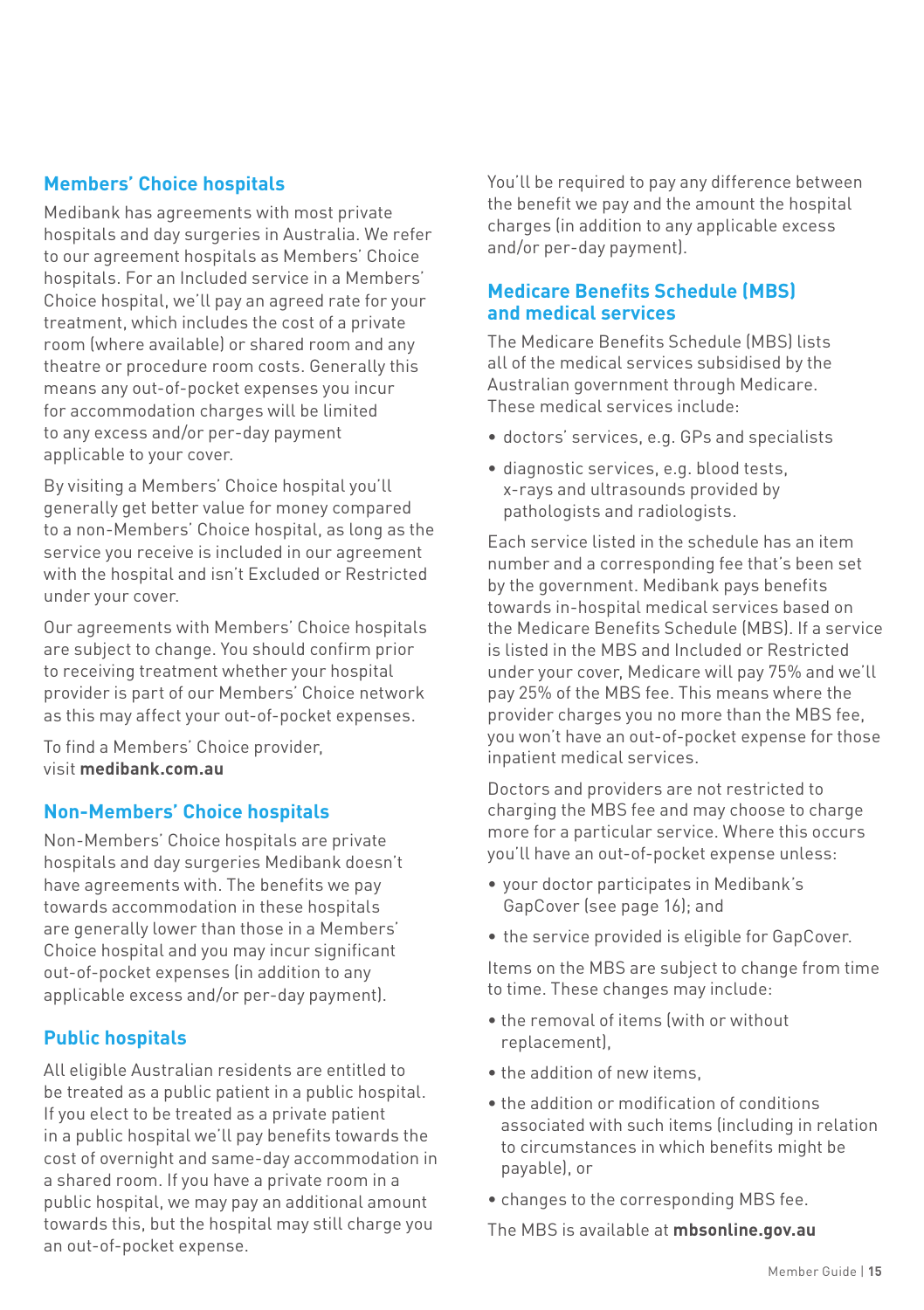## Members' Choice hospitals

Medibank has agreements with most private hospitals and day surgeries in Australia. We refer to our agreement hospitals as Members' Choice hospitals. For an Included service in a Members' Choice hospital, we'll pay an agreed rate for your treatment, which includes the cost of a private room (where available) or shared room and any theatre or procedure room costs. Generally this means any out-of-pocket expenses you incur for accommodation charges will be limited to any excess and/or per-day payment applicable to your cover.

By visiting a Members' Choice hospital you'll generally get better value for money compared to a non-Members' Choice hospital, as long as the service you receive is included in our agreement with the hospital and isn't Excluded or Restricted under your cover.

Our agreements with Members' Choice hospitals are subject to change. You should confirm prior to receiving treatment whether your hospital provider is part of our Members' Choice network as this may affect your out-of-pocket expenses.

To find a Members' Choice provider, visit **medibank.com.au**

## Non-Members' Choice hospitals

Non-Members' Choice hospitals are private hospitals and day surgeries Medibank doesn't have agreements with. The benefits we pay towards accommodation in these hospitals are generally lower than those in a Members' Choice hospital and you may incur significant out-of-pocket expenses (in addition to any applicable excess and/or per-day payment).

## Public hospitals

All eligible Australian residents are entitled to be treated as a public patient in a public hospital. If you elect to be treated as a private patient in a public hospital we'll pay benefits towards the cost of overnight and same-day accommodation in a shared room. If you have a private room in a public hospital, we may pay an additional amount towards this, but the hospital may still charge you an out-of-pocket expense.

You'll be required to pay any difference between the benefit we pay and the amount the hospital charges (in addition to any applicable excess and/or per-day payment).

## Medicare Benefits Schedule (MBS) and medical services

The Medicare Benefits Schedule (MBS) lists all of the medical services subsidised by the Australian government through Medicare. These medical services include:

- doctors' services, e.g. GPs and specialists
- diagnostic services, e.g. blood tests, x-rays and ultrasounds provided by pathologists and radiologists.

Each service listed in the schedule has an item number and a corresponding fee that's been set by the government. Medibank pays benefits towards in-hospital medical services based on the Medicare Benefits Schedule (MBS). If a service is listed in the MBS and Included or Restricted under your cover, Medicare will pay 75% and we'll pay 25% of the MBS fee. This means where the provider charges you no more than the MBS fee, you won't have an out-of-pocket expense for those inpatient medical services.

Doctors and providers are not restricted to charging the MBS fee and may choose to charge more for a particular service. Where this occurs you'll have an out-of-pocket expense unless:

- your doctor participates in Medibank's GapCover (see page 16); and
- the service provided is eligible for GapCover.

Items on the MBS are subject to change from time to time. These changes may include:

- the removal of items (with or without replacement),
- the addition of new items,
- the addition or modification of conditions associated with such items (including in relation to circumstances in which benefits might be payable), or
- changes to the corresponding MBS fee.

The MBS is available at **mbsonline.gov.au**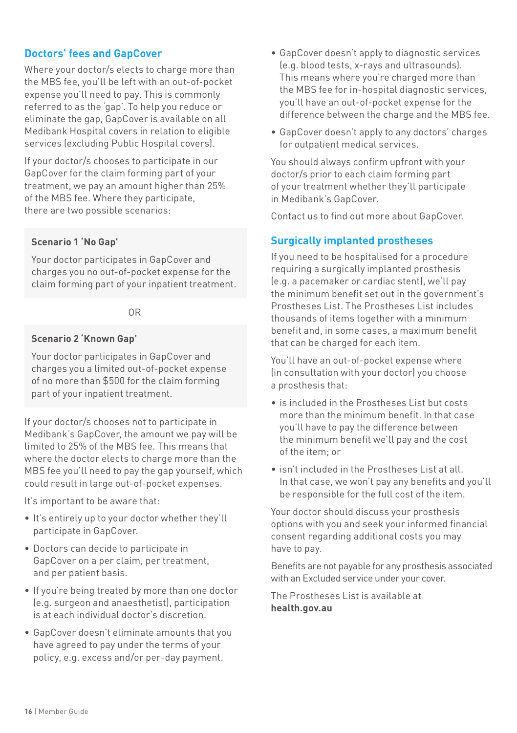## Doctors' fees and GapCover

Where your doctor/s elects to charge more than the MBS fee, you'll be left with an out-of-pocket expense you'll need to pay. This is commonly referred to as the 'gap'. To help you reduce or eliminate the gap, GapCover is available on all Medibank Hospital covers in relation to eligible services (excluding Public Hospital covers).

If your doctor/s chooses to participate in our GapCover for the claim forming part of your treatment, we pay an amount higher than 25% of the MBS fee. Where they participate, there are two possible scenarios:

**Scenario 1 'No Gap'**

Your doctor participates in GapCover and charges you no out-of-pocket expense for the claim forming part of your inpatient treatment.

OR

**Scenario 2 'Known Gap'**

Your doctor participates in GapCover and charges you a limited out-of-pocket expense of no more than $500 for the claim forming part of your inpatient treatment.

If your doctor/s chooses not to participate in Medibank's GapCover, the amount we pay will be limited to 25% of the MBS fee. This means that where the doctor elects to charge more than the MBS fee you'll need to pay the gap yourself, which could result in large out-of-pocket expenses.

It's important to be aware that:

- It's entirely up to your doctor whether they'll participate in GapCover.
- Doctors can decide to participate in GapCover on a per claim, per treatment, and per patient basis.
- If you're being treated by more than one doctor (e.g. surgeon and anaesthetist), participation is at each individual doctor's discretion.
- GapCover doesn't eliminate amounts that you have agreed to pay under the terms of your policy, e.g. excess and/or per-day payment.
- GapCover doesn't apply to diagnostic services (e.g. blood tests, x-rays and ultrasounds). This means where you're charged more than the MBS fee for in-hospital diagnostic services, you'll have an out-of-pocket expense for the difference between the charge and the MBS fee.
- GapCover doesn't apply to any doctors' charges for outpatient medical services.

You should always confirm upfront with your doctor/s prior to each claim forming part of your treatment whether they'll participate in Medibank's GapCover.

Contact us to find out more about GapCover.

## Surgically implanted prostheses

If you need to be hospitalised for a procedure requiring a surgically implanted prosthesis (e.g. a pacemaker or cardiac stent), we'll pay the minimum benefit set out in the government's Prostheses List. The Prostheses List includes thousands of items together with a minimum benefit and, in some cases, a maximum benefit that can be charged for each item.

You'll have an out-of-pocket expense where (in consultation with your doctor) you choose a prosthesis that:

- is included in the Prostheses List but costs more than the minimum benefit. In that case you'll have to pay the difference between the minimum benefit we'll pay and the cost of the item; or
- isn't included in the Prostheses List at all. In that case, we won't pay any benefits and you'll be responsible for the full cost of the item.

Your doctor should discuss your prosthesis options with you and seek your informed financial consent regarding additional costs you may have to pay.

Benefits are not payable for any prosthesis associated with an Excluded service under your cover.

The Prostheses List is available at **health.gov.au**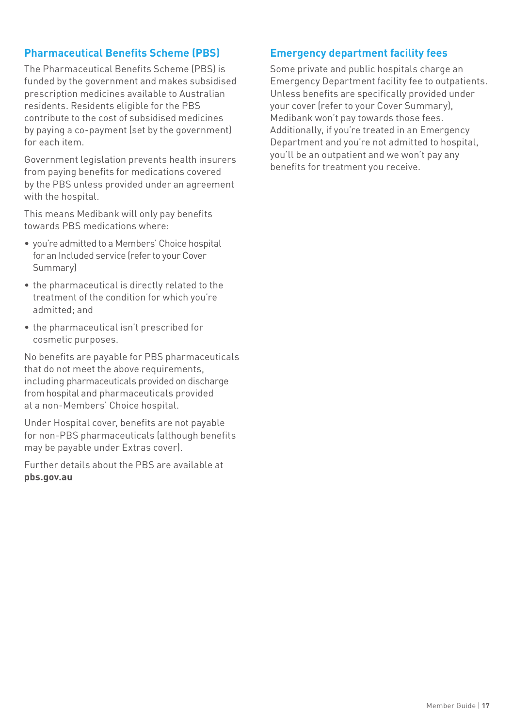## Pharmaceutical Benefits Scheme (PBS)

The Pharmaceutical Benefits Scheme (PBS) is funded by the government and makes subsidised prescription medicines available to Australian residents. Residents eligible for the PBS contribute to the cost of subsidised medicines by paying a co-payment (set by the government) for each item.

Government legislation prevents health insurers from paying benefits for medications covered by the PBS unless provided under an agreement with the hospital.

This means Medibank will only pay benefits towards PBS medications where:

- you're admitted to a Members' Choice hospital for an Included service (refer to your Cover Summary)
- the pharmaceutical is directly related to the treatment of the condition for which you're admitted; and
- the pharmaceutical isn't prescribed for cosmetic purposes.

No benefits are payable for PBS pharmaceuticals that do not meet the above requirements, including pharmaceuticals provided on discharge from hospital and pharmaceuticals provided at a non-Members' Choice hospital.

Under Hospital cover, benefits are not payable for non-PBS pharmaceuticals (although benefits may be payable under Extras cover).

Further details about the PBS are available at **pbs.gov.au**

## Emergency department facility fees

Some private and public hospitals charge an Emergency Department facility fee to outpatients. Unless benefits are specifically provided under your cover (refer to your Cover Summary), Medibank won't pay towards those fees. Additionally, if you're treated in an Emergency Department and you're not admitted to hospital, you'll be an outpatient and we won't pay any benefits for treatment you receive.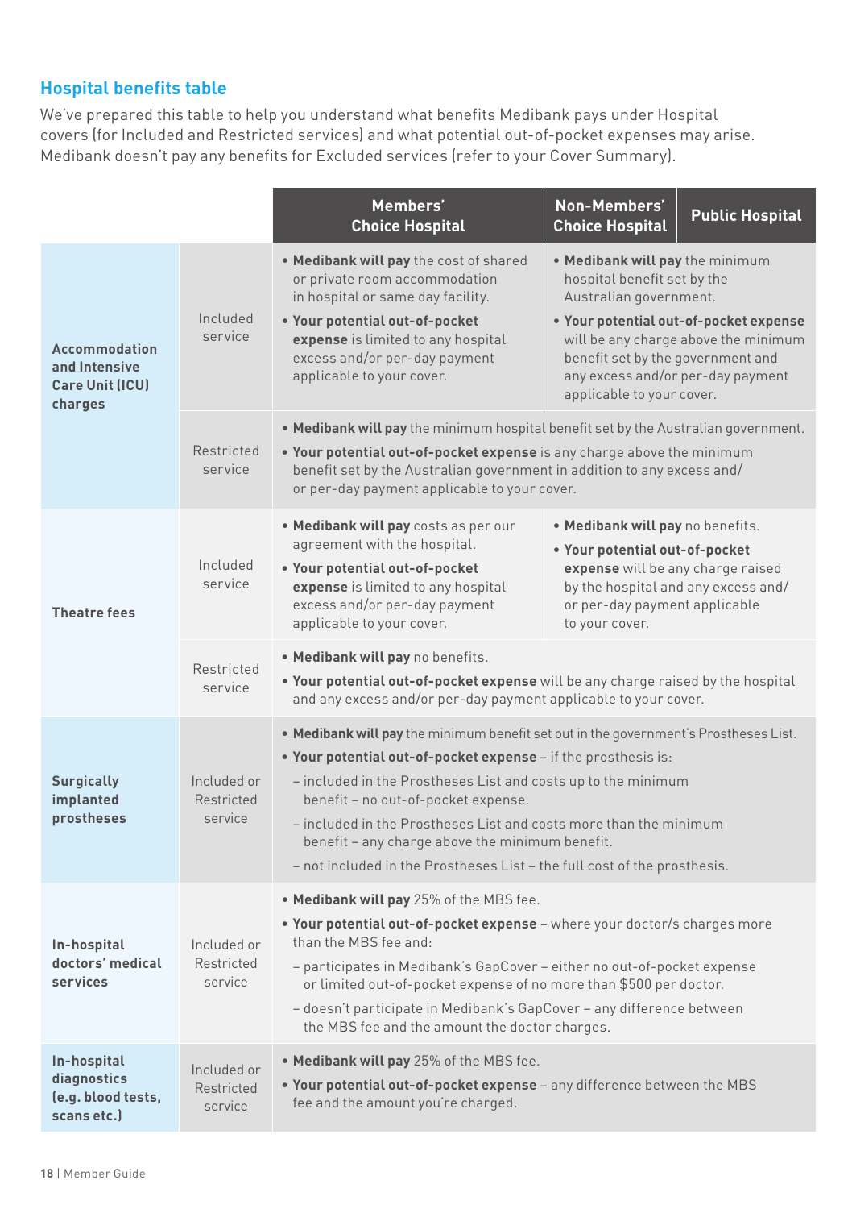## Hospital benefits table

We've prepared this table to help you understand what benefits Medibank pays under Hospital covers (for Included and Restricted services) and what potential out-of-pocket expenses may arise. Medibank doesn't pay any benefits for Excluded services (refer to your Cover Summary).

| | | Members' Choice Hospital | Non-Members' Choice Hospital | Public Hospital |
|---|---|---|---|---|
| **Accommodation and Intensive Care Unit (ICU) charges** | Included service | • **Medibank will pay** the cost of shared or private room accommodation in hospital or same day facility.<br>• **Your potential out-of-pocket expense** is limited to any hospital excess and/or per-day payment applicable to your cover. | • **Medibank will pay** the minimum hospital benefit set by the Australian government.<br>• **Your potential out-of-pocket expense** will be any charge above the minimum benefit set by the government and any excess and/or per-day payment applicable to your cover. | |
| | Restricted service | • **Medibank will pay** the minimum hospital benefit set by the Australian government.<br>• **Your potential out-of-pocket expense** is any charge above the minimum benefit set by the Australian government in addition to any excess and/ or per-day payment applicable to your cover. | | |
| **Theatre fees** | Included service | • **Medibank will pay** costs as per our agreement with the hospital.<br>• **Your potential out-of-pocket expense** is limited to any hospital excess and/or per-day payment applicable to your cover. | • **Medibank will pay** no benefits.<br>• **Your potential out-of-pocket expense** will be any charge raised by the hospital and any excess and/ or per-day payment applicable to your cover. | |
| | Restricted service | • **Medibank will pay** no benefits.<br>• **Your potential out-of-pocket expense** will be any charge raised by the hospital and any excess and/or per-day payment applicable to your cover. | | |
| **Surgically implanted prostheses** | Included or Restricted service | • **Medibank will pay** the minimum benefit set out in the government's Prostheses List.<br>• **Your potential out-of-pocket expense** – if the prosthesis is:<br>– included in the Prostheses List and costs up to the minimum benefit – no out-of-pocket expense.<br>– included in the Prostheses List and costs more than the minimum benefit – any charge above the minimum benefit.<br>– not included in the Prostheses List – the full cost of the prosthesis. | | |
| **In-hospital doctors' medical services** | Included or Restricted service | • **Medibank will pay** 25% of the MBS fee.<br>• **Your potential out-of-pocket expense** – where your doctor/s charges more than the MBS fee and:<br>– participates in Medibank's GapCover – either no out-of-pocket expense or limited out-of-pocket expense of no more than $500 per doctor.<br>– doesn't participate in Medibank's GapCover – any difference between the MBS fee and the amount the doctor charges. | | |
| **In-hospital diagnostics (e.g. blood tests, scans etc.)** | Included or Restricted service | • **Medibank will pay** 25% of the MBS fee.<br>• **Your potential out-of-pocket expense** – any difference between the MBS fee and the amount you're charged. | | |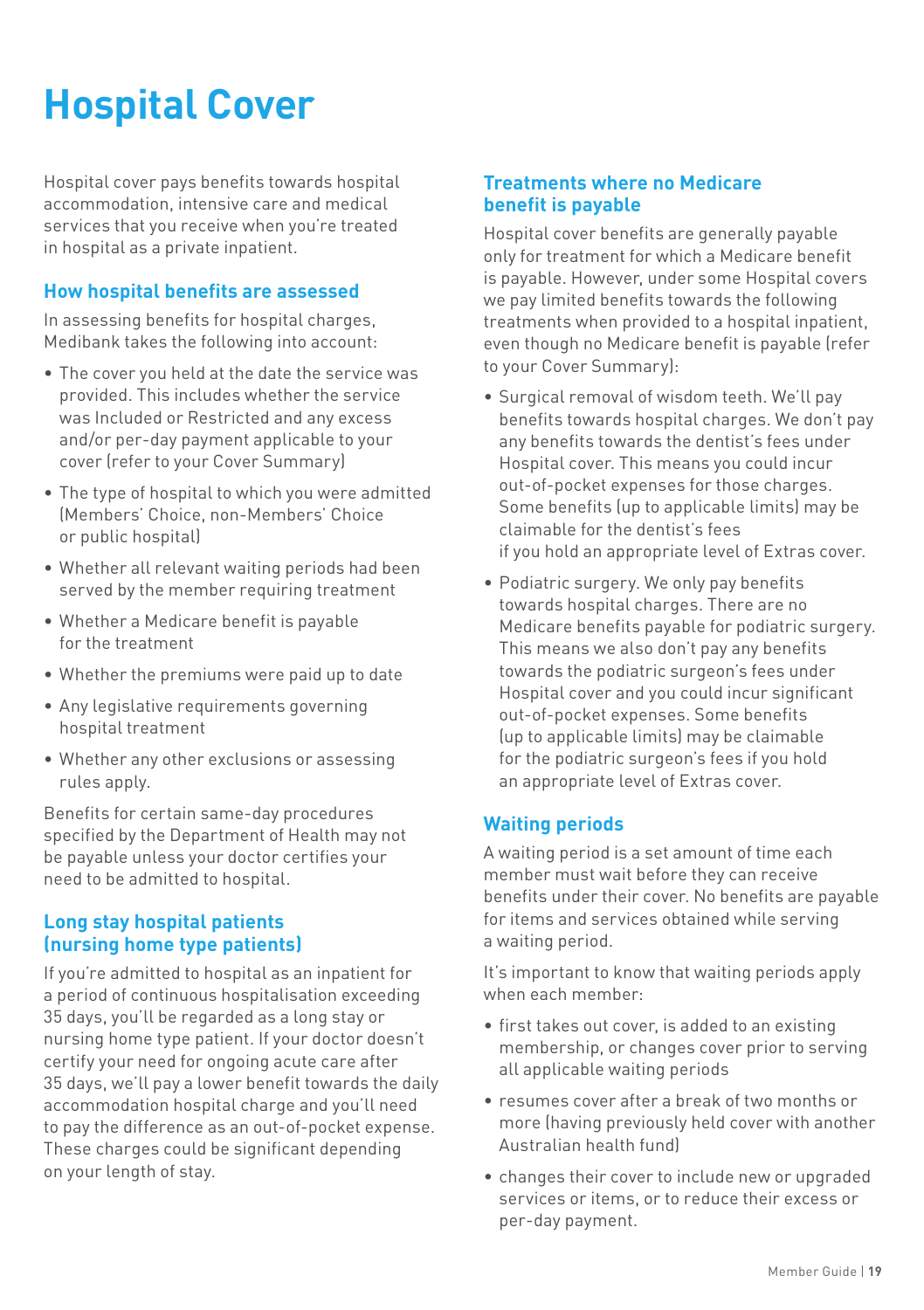# Hospital Cover

Hospital cover pays benefits towards hospital accommodation, intensive care and medical services that you receive when you're treated in hospital as a private inpatient.

## How hospital benefits are assessed

In assessing benefits for hospital charges, Medibank takes the following into account:

- The cover you held at the date the service was provided. This includes whether the service was Included or Restricted and any excess and/or per-day payment applicable to your cover (refer to your Cover Summary)
- The type of hospital to which you were admitted (Members' Choice, non-Members' Choice or public hospital)
- Whether all relevant waiting periods had been served by the member requiring treatment
- Whether a Medicare benefit is payable for the treatment
- Whether the premiums were paid up to date
- Any legislative requirements governing hospital treatment
- Whether any other exclusions or assessing rules apply.

Benefits for certain same-day procedures specified by the Department of Health may not be payable unless your doctor certifies your need to be admitted to hospital.

## Long stay hospital patients (nursing home type patients)

If you're admitted to hospital as an inpatient for a period of continuous hospitalisation exceeding 35 days, you'll be regarded as a long stay or nursing home type patient. If your doctor doesn't certify your need for ongoing acute care after 35 days, we'll pay a lower benefit towards the daily accommodation hospital charge and you'll need to pay the difference as an out-of-pocket expense. These charges could be significant depending on your length of stay.

## Treatments where no Medicare benefit is payable

Hospital cover benefits are generally payable only for treatment for which a Medicare benefit is payable. However, under some Hospital covers we pay limited benefits towards the following treatments when provided to a hospital inpatient, even though no Medicare benefit is payable (refer to your Cover Summary):

- Surgical removal of wisdom teeth. We'll pay benefits towards hospital charges. We don't pay any benefits towards the dentist's fees under Hospital cover. This means you could incur out-of-pocket expenses for those charges. Some benefits (up to applicable limits) may be claimable for the dentist's fees if you hold an appropriate level of Extras cover.
- Podiatric surgery. We only pay benefits towards hospital charges. There are no Medicare benefits payable for podiatric surgery. This means we also don't pay any benefits towards the podiatric surgeon's fees under Hospital cover and you could incur significant out-of-pocket expenses. Some benefits (up to applicable limits) may be claimable for the podiatric surgeon's fees if you hold an appropriate level of Extras cover.

## Waiting periods

A waiting period is a set amount of time each member must wait before they can receive benefits under their cover. No benefits are payable for items and services obtained while serving a waiting period.

It's important to know that waiting periods apply when each member:

- first takes out cover, is added to an existing membership, or changes cover prior to serving all applicable waiting periods
- resumes cover after a break of two months or more (having previously held cover with another Australian health fund)
- changes their cover to include new or upgraded services or items, or to reduce their excess or per-day payment.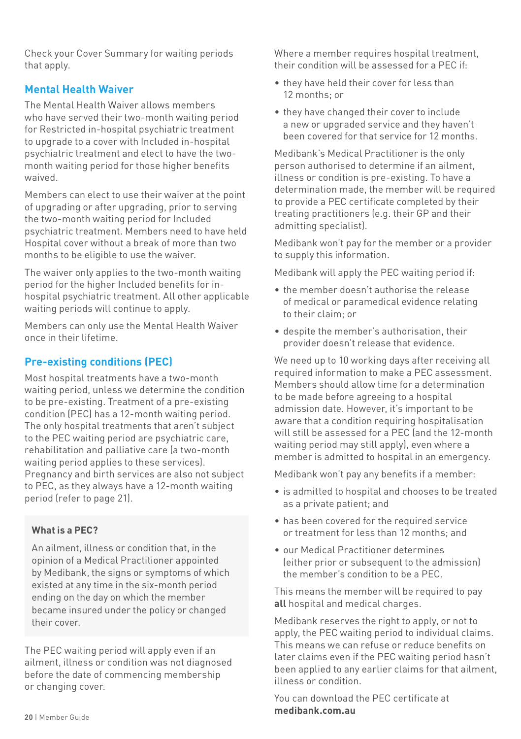Check your Cover Summary for waiting periods that apply.

## Mental Health Waiver

The Mental Health Waiver allows members who have served their two-month waiting period for Restricted in-hospital psychiatric treatment to upgrade to a cover with Included in-hospital psychiatric treatment and elect to have the two-month waiting period for those higher benefits waived.

Members can elect to use their waiver at the point of upgrading or after upgrading, prior to serving the two-month waiting period for Included psychiatric treatment. Members need to have held Hospital cover without a break of more than two months to be eligible to use the waiver.

The waiver only applies to the two-month waiting period for the higher Included benefits for in-hospital psychiatric treatment. All other applicable waiting periods will continue to apply.

Members can only use the Mental Health Waiver once in their lifetime.

## Pre-existing conditions (PEC)

Most hospital treatments have a two-month waiting period, unless we determine the condition to be pre-existing. Treatment of a pre-existing condition (PEC) has a 12-month waiting period. The only hospital treatments that aren't subject to the PEC waiting period are psychiatric care, rehabilitation and palliative care (a two-month waiting period applies to these services). Pregnancy and birth services are also not subject to PEC, as they always have a 12-month waiting period (refer to page 21).

> **What is a PEC?**
>
> An ailment, illness or condition that, in the opinion of a Medical Practitioner appointed by Medibank, the signs or symptoms of which existed at any time in the six-month period ending on the day on which the member became insured under the policy or changed their cover.

The PEC waiting period will apply even if an ailment, illness or condition was not diagnosed before the date of commencing membership or changing cover.

Where a member requires hospital treatment, their condition will be assessed for a PEC if:

- they have held their cover for less than 12 months; or
- they have changed their cover to include a new or upgraded service and they haven't been covered for that service for 12 months.

Medibank's Medical Practitioner is the only person authorised to determine if an ailment, illness or condition is pre-existing. To have a determination made, the member will be required to provide a PEC certificate completed by their treating practitioners (e.g. their GP and their admitting specialist).

Medibank won't pay for the member or a provider to supply this information.

Medibank will apply the PEC waiting period if:

- the member doesn't authorise the release of medical or paramedical evidence relating to their claim; or
- despite the member's authorisation, their provider doesn't release that evidence.

We need up to 10 working days after receiving all required information to make a PEC assessment. Members should allow time for a determination to be made before agreeing to a hospital admission date. However, it's important to be aware that a condition requiring hospitalisation will still be assessed for a PEC (and the 12-month waiting period may still apply), even where a member is admitted to hospital in an emergency.

Medibank won't pay any benefits if a member:

- is admitted to hospital and chooses to be treated as a private patient; and
- has been covered for the required service or treatment for less than 12 months; and
- our Medical Practitioner determines (either prior or subsequent to the admission) the member's condition to be a PEC.

This means the member will be required to pay **all** hospital and medical charges.

Medibank reserves the right to apply, or not to apply, the PEC waiting period to individual claims. This means we can refuse or reduce benefits on later claims even if the PEC waiting period hasn't been applied to any earlier claims for that ailment, illness or condition.

You can download the PEC certificate at **medibank.com.au**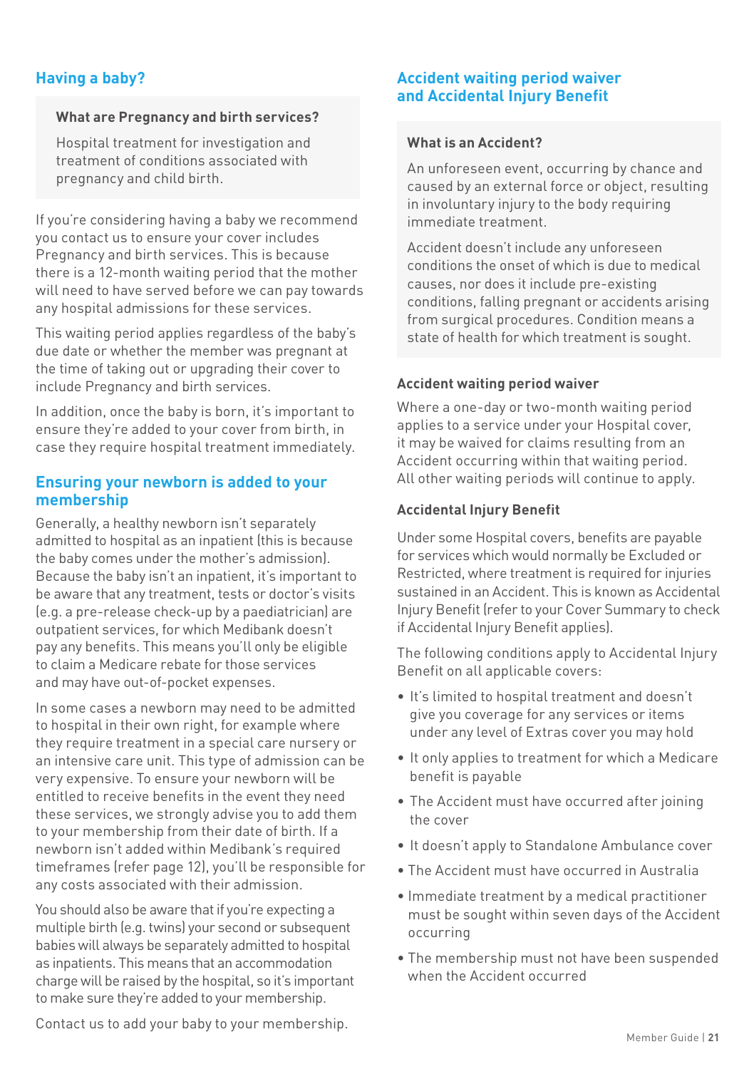## Having a baby?

**What are Pregnancy and birth services?**

Hospital treatment for investigation and treatment of conditions associated with pregnancy and child birth.

If you're considering having a baby we recommend you contact us to ensure your cover includes Pregnancy and birth services. This is because there is a 12-month waiting period that the mother will need to have served before we can pay towards any hospital admissions for these services.

This waiting period applies regardless of the baby's due date or whether the member was pregnant at the time of taking out or upgrading their cover to include Pregnancy and birth services.

In addition, once the baby is born, it's important to ensure they're added to your cover from birth, in case they require hospital treatment immediately.

## Ensuring your newborn is added to your membership

Generally, a healthy newborn isn't separately admitted to hospital as an inpatient (this is because the baby comes under the mother's admission). Because the baby isn't an inpatient, it's important to be aware that any treatment, tests or doctor's visits (e.g. a pre-release check-up by a paediatrician) are outpatient services, for which Medibank doesn't pay any benefits. This means you'll only be eligible to claim a Medicare rebate for those services and may have out-of-pocket expenses.

In some cases a newborn may need to be admitted to hospital in their own right, for example where they require treatment in a special care nursery or an intensive care unit. This type of admission can be very expensive. To ensure your newborn will be entitled to receive benefits in the event they need these services, we strongly advise you to add them to your membership from their date of birth. If a newborn isn't added within Medibank's required timeframes (refer page 12), you'll be responsible for any costs associated with their admission.

You should also be aware that if you're expecting a multiple birth (e.g. twins) your second or subsequent babies will always be separately admitted to hospital as inpatients. This means that an accommodation charge will be raised by the hospital, so it's important to make sure they're added to your membership.

Contact us to add your baby to your membership.

## Accident waiting period waiver and Accidental Injury Benefit

**What is an Accident?**

An unforeseen event, occurring by chance and caused by an external force or object, resulting in involuntary injury to the body requiring immediate treatment.

Accident doesn't include any unforeseen conditions the onset of which is due to medical causes, nor does it include pre-existing conditions, falling pregnant or accidents arising from surgical procedures. Condition means a state of health for which treatment is sought.

### Accident waiting period waiver

Where a one-day or two-month waiting period applies to a service under your Hospital cover, it may be waived for claims resulting from an Accident occurring within that waiting period. All other waiting periods will continue to apply.

### Accidental Injury Benefit

Under some Hospital covers, benefits are payable for services which would normally be Excluded or Restricted, where treatment is required for injuries sustained in an Accident. This is known as Accidental Injury Benefit (refer to your Cover Summary to check if Accidental Injury Benefit applies).

The following conditions apply to Accidental Injury Benefit on all applicable covers:

- It's limited to hospital treatment and doesn't give you coverage for any services or items under any level of Extras cover you may hold
- It only applies to treatment for which a Medicare benefit is payable
- The Accident must have occurred after joining the cover
- It doesn't apply to Standalone Ambulance cover
- The Accident must have occurred in Australia
- Immediate treatment by a medical practitioner must be sought within seven days of the Accident occurring
- The membership must not have been suspended when the Accident occurred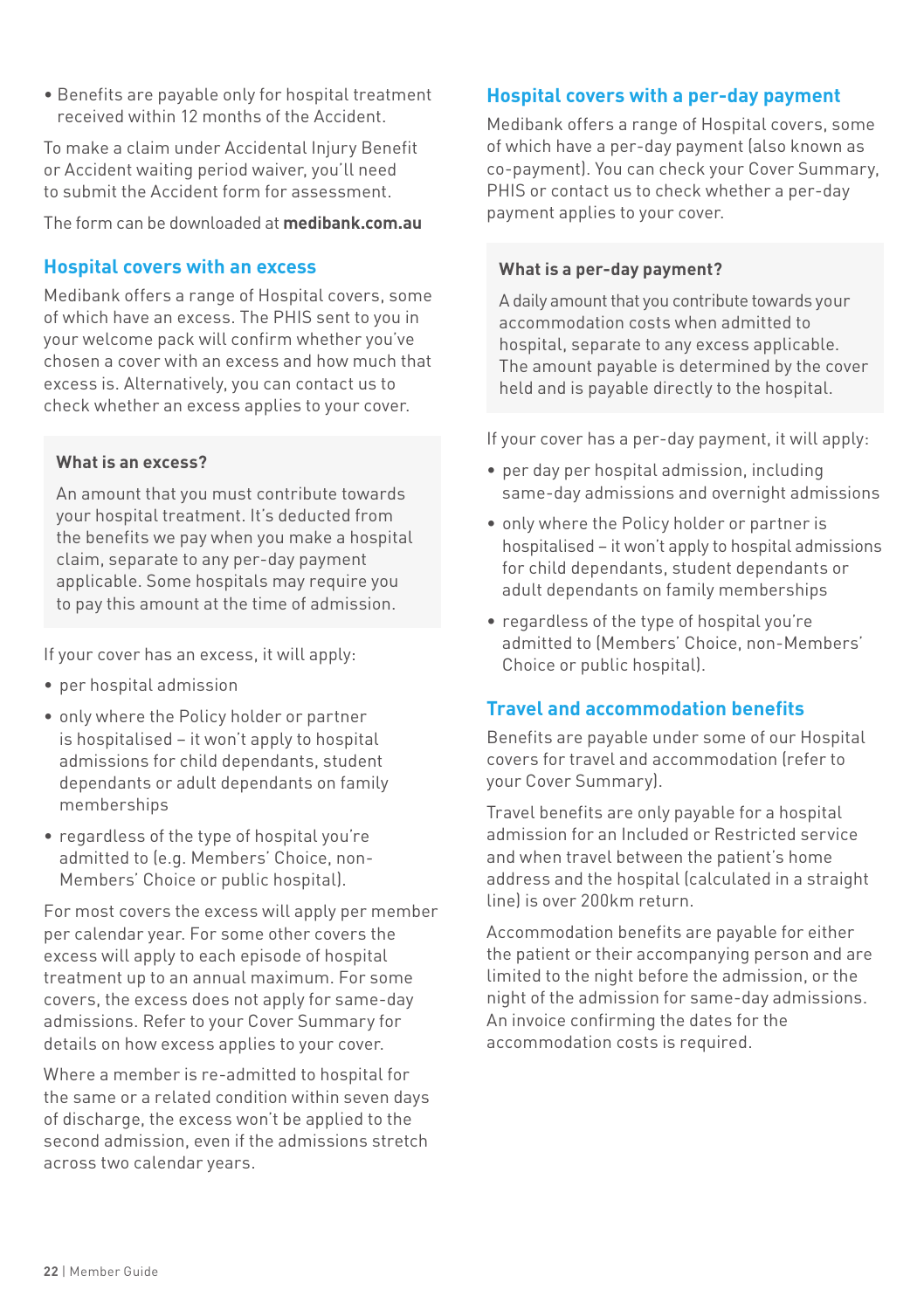- Benefits are payable only for hospital treatment received within 12 months of the Accident.

To make a claim under Accidental Injury Benefit or Accident waiting period waiver, you'll need to submit the Accident form for assessment.

The form can be downloaded at **medibank.com.au**

## Hospital covers with an excess

Medibank offers a range of Hospital covers, some of which have an excess. The PHIS sent to you in your welcome pack will confirm whether you've chosen a cover with an excess and how much that excess is. Alternatively, you can contact us to check whether an excess applies to your cover.

> **What is an excess?**
>
> An amount that you must contribute towards your hospital treatment. It's deducted from the benefits we pay when you make a hospital claim, separate to any per-day payment applicable. Some hospitals may require you to pay this amount at the time of admission.

If your cover has an excess, it will apply:

- per hospital admission
- only where the Policy holder or partner is hospitalised – it won't apply to hospital admissions for child dependants, student dependants or adult dependants on family memberships
- regardless of the type of hospital you're admitted to (e.g. Members' Choice, non-Members' Choice or public hospital).

For most covers the excess will apply per member per calendar year. For some other covers the excess will apply to each episode of hospital treatment up to an annual maximum. For some covers, the excess does not apply for same-day admissions. Refer to your Cover Summary for details on how excess applies to your cover.

Where a member is re-admitted to hospital for the same or a related condition within seven days of discharge, the excess won't be applied to the second admission, even if the admissions stretch across two calendar years.

## Hospital covers with a per-day payment

Medibank offers a range of Hospital covers, some of which have a per-day payment (also known as co-payment). You can check your Cover Summary, PHIS or contact us to check whether a per-day payment applies to your cover.

> **What is a per-day payment?**
>
> A daily amount that you contribute towards your accommodation costs when admitted to hospital, separate to any excess applicable. The amount payable is determined by the cover held and is payable directly to the hospital.

If your cover has a per-day payment, it will apply:

- per day per hospital admission, including same-day admissions and overnight admissions
- only where the Policy holder or partner is hospitalised – it won't apply to hospital admissions for child dependants, student dependants or adult dependants on family memberships
- regardless of the type of hospital you're admitted to (Members' Choice, non-Members' Choice or public hospital).

## Travel and accommodation benefits

Benefits are payable under some of our Hospital covers for travel and accommodation (refer to your Cover Summary).

Travel benefits are only payable for a hospital admission for an Included or Restricted service and when travel between the patient's home address and the hospital (calculated in a straight line) is over 200km return.

Accommodation benefits are payable for either the patient or their accompanying person and are limited to the night before the admission, or the night of the admission for same-day admissions. An invoice confirming the dates for the accommodation costs is required.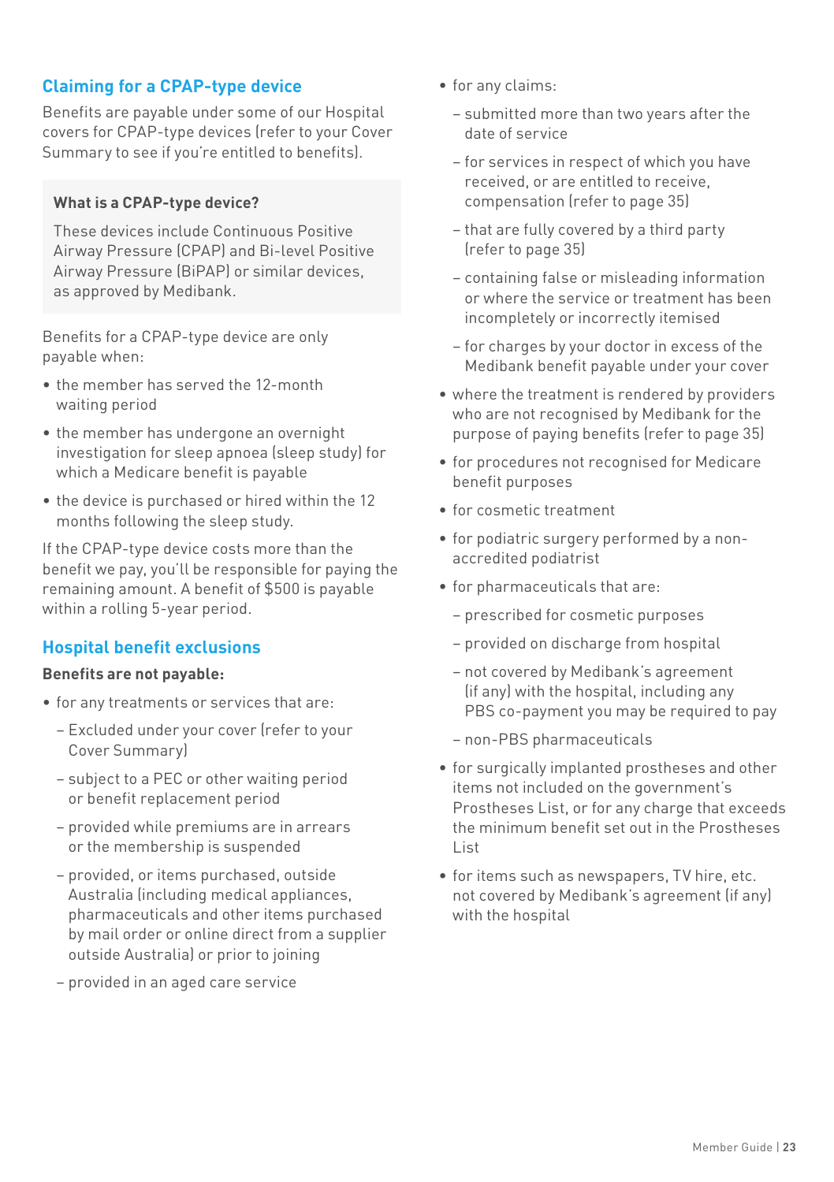## Claiming for a CPAP-type device

Benefits are payable under some of our Hospital covers for CPAP-type devices (refer to your Cover Summary to see if you're entitled to benefits).

**What is a CPAP-type device?**

These devices include Continuous Positive Airway Pressure (CPAP) and Bi-level Positive Airway Pressure (BiPAP) or similar devices, as approved by Medibank.

Benefits for a CPAP-type device are only payable when:

- the member has served the 12-month waiting period
- the member has undergone an overnight investigation for sleep apnoea (sleep study) for which a Medicare benefit is payable
- the device is purchased or hired within the 12 months following the sleep study.

If the CPAP-type device costs more than the benefit we pay, you'll be responsible for paying the remaining amount. A benefit of $500 is payable within a rolling 5-year period.

## Hospital benefit exclusions

**Benefits are not payable:**

- for any treatments or services that are:
  - Excluded under your cover (refer to your Cover Summary)
  - subject to a PEC or other waiting period or benefit replacement period
  - provided while premiums are in arrears or the membership is suspended
  - provided, or items purchased, outside Australia (including medical appliances, pharmaceuticals and other items purchased by mail order or online direct from a supplier outside Australia) or prior to joining
  - provided in an aged care service
- for any claims:
  - submitted more than two years after the date of service
  - for services in respect of which you have received, or are entitled to receive, compensation (refer to page 35)
  - that are fully covered by a third party (refer to page 35)
  - containing false or misleading information or where the service or treatment has been incompletely or incorrectly itemised
  - for charges by your doctor in excess of the Medibank benefit payable under your cover
- where the treatment is rendered by providers who are not recognised by Medibank for the purpose of paying benefits (refer to page 35)
- for procedures not recognised for Medicare benefit purposes
- for cosmetic treatment
- for podiatric surgery performed by a non-accredited podiatrist
- for pharmaceuticals that are:
  - prescribed for cosmetic purposes
  - provided on discharge from hospital
  - not covered by Medibank's agreement (if any) with the hospital, including any PBS co-payment you may be required to pay
  - non-PBS pharmaceuticals
- for surgically implanted prostheses and other items not included on the government's Prostheses List, or for any charge that exceeds the minimum benefit set out in the Prostheses List
- for items such as newspapers, TV hire, etc. not covered by Medibank's agreement (if any) with the hospital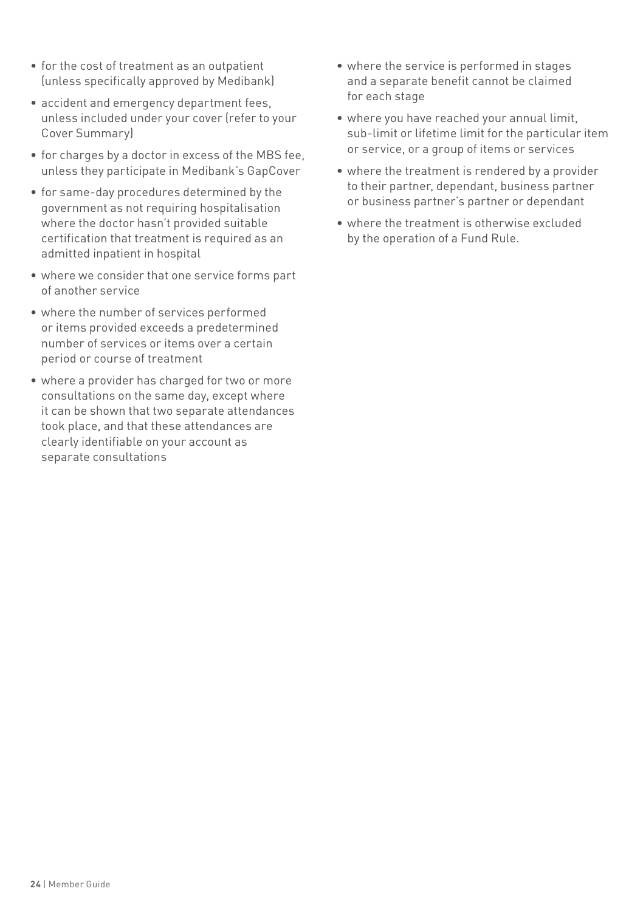- for the cost of treatment as an outpatient (unless specifically approved by Medibank)
- accident and emergency department fees, unless included under your cover (refer to your Cover Summary)
- for charges by a doctor in excess of the MBS fee, unless they participate in Medibank's GapCover
- for same-day procedures determined by the government as not requiring hospitalisation where the doctor hasn't provided suitable certification that treatment is required as an admitted inpatient in hospital
- where we consider that one service forms part of another service
- where the number of services performed or items provided exceeds a predetermined number of services or items over a certain period or course of treatment
- where a provider has charged for two or more consultations on the same day, except where it can be shown that two separate attendances took place, and that these attendances are clearly identifiable on your account as separate consultations
- where the service is performed in stages and a separate benefit cannot be claimed for each stage
- where you have reached your annual limit, sub-limit or lifetime limit for the particular item or service, or a group of items or services
- where the treatment is rendered by a provider to their partner, dependant, business partner or business partner's partner or dependant
- where the treatment is otherwise excluded by the operation of a Fund Rule.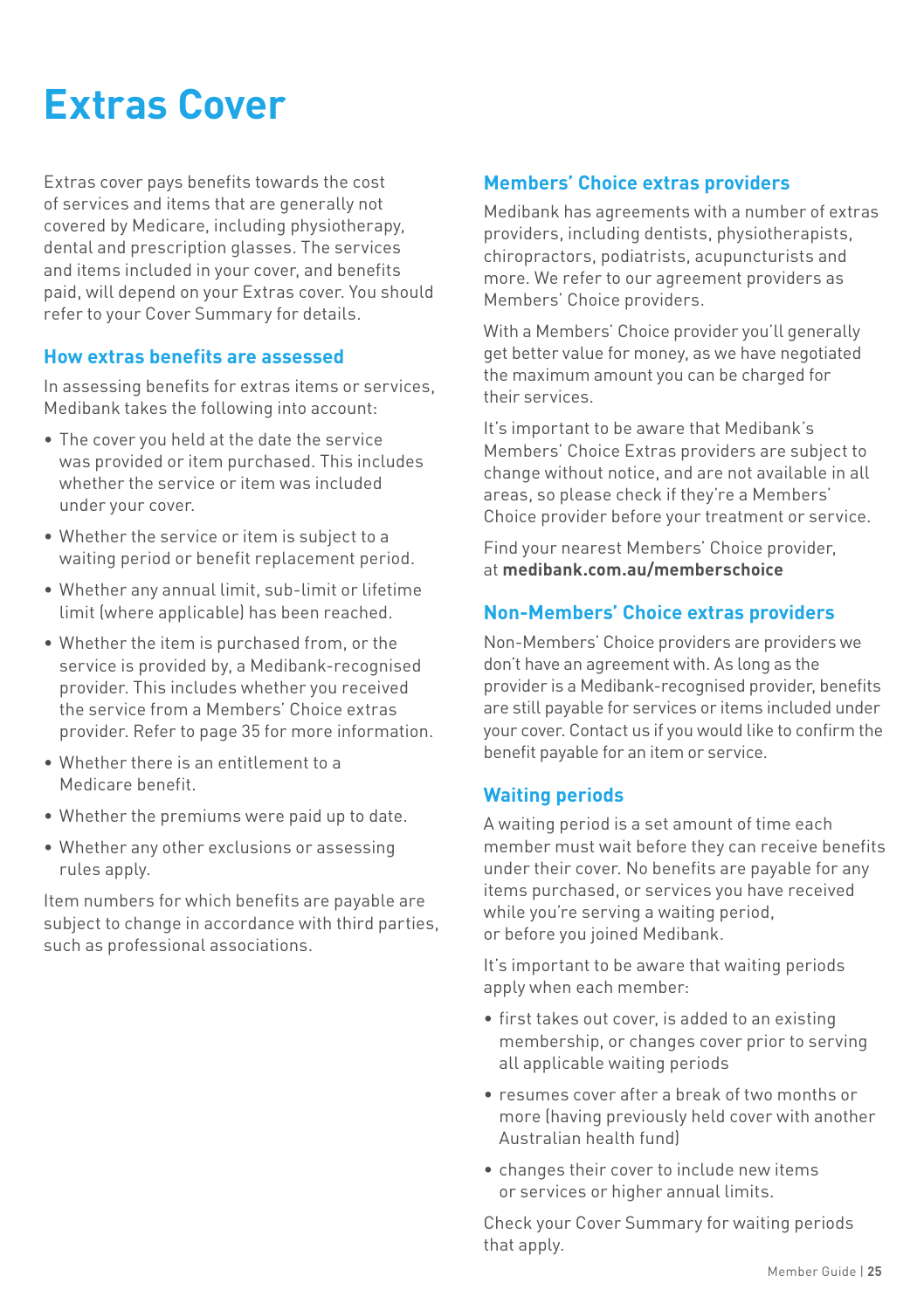# Extras Cover

Extras cover pays benefits towards the cost of services and items that are generally not covered by Medicare, including physiotherapy, dental and prescription glasses. The services and items included in your cover, and benefits paid, will depend on your Extras cover. You should refer to your Cover Summary for details.

## How extras benefits are assessed

In assessing benefits for extras items or services, Medibank takes the following into account:

- The cover you held at the date the service was provided or item purchased. This includes whether the service or item was included under your cover.
- Whether the service or item is subject to a waiting period or benefit replacement period.
- Whether any annual limit, sub-limit or lifetime limit (where applicable) has been reached.
- Whether the item is purchased from, or the service is provided by, a Medibank-recognised provider. This includes whether you received the service from a Members' Choice extras provider. Refer to page 35 for more information.
- Whether there is an entitlement to a Medicare benefit.
- Whether the premiums were paid up to date.
- Whether any other exclusions or assessing rules apply.

Item numbers for which benefits are payable are subject to change in accordance with third parties, such as professional associations.

## Members' Choice extras providers

Medibank has agreements with a number of extras providers, including dentists, physiotherapists, chiropractors, podiatrists, acupuncturists and more. We refer to our agreement providers as Members' Choice providers.

With a Members' Choice provider you'll generally get better value for money, as we have negotiated the maximum amount you can be charged for their services.

It's important to be aware that Medibank's Members' Choice Extras providers are subject to change without notice, and are not available in all areas, so please check if they're a Members' Choice provider before your treatment or service.

Find your nearest Members' Choice provider, at **medibank.com.au/memberschoice**

## Non-Members' Choice extras providers

Non-Members' Choice providers are providers we don't have an agreement with. As long as the provider is a Medibank-recognised provider, benefits are still payable for services or items included under your cover. Contact us if you would like to confirm the benefit payable for an item or service.

## Waiting periods

A waiting period is a set amount of time each member must wait before they can receive benefits under their cover. No benefits are payable for any items purchased, or services you have received while you're serving a waiting period, or before you joined Medibank.

It's important to be aware that waiting periods apply when each member:

- first takes out cover, is added to an existing membership, or changes cover prior to serving all applicable waiting periods
- resumes cover after a break of two months or more (having previously held cover with another Australian health fund)
- changes their cover to include new items or services or higher annual limits.

Check your Cover Summary for waiting periods that apply.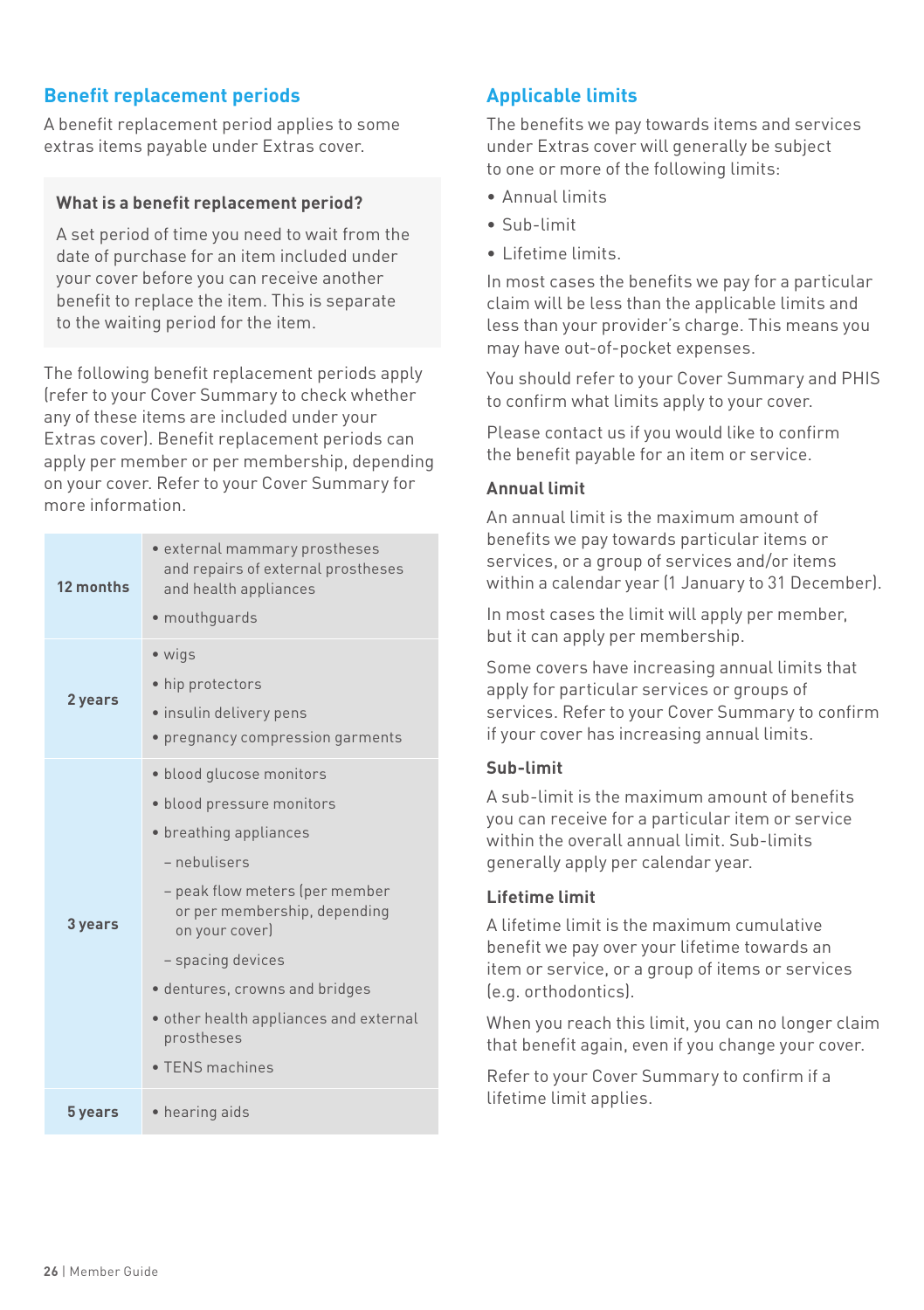## Benefit replacement periods

A benefit replacement period applies to some extras items payable under Extras cover.

### What is a benefit replacement period?

A set period of time you need to wait from the date of purchase for an item included under your cover before you can receive another benefit to replace the item. This is separate to the waiting period for the item.

The following benefit replacement periods apply (refer to your Cover Summary to check whether any of these items are included under your Extras cover). Benefit replacement periods can apply per member or per membership, depending on your cover. Refer to your Cover Summary for more information.

| Period | Items |
|---|---|
| **12 months** | • external mammary prostheses and repairs of external prostheses and health appliances<br>• mouthguards |
| **2 years** | • wigs<br>• hip protectors<br>• insulin delivery pens<br>• pregnancy compression garments |
| **3 years** | • blood glucose monitors<br>• blood pressure monitors<br>• breathing appliances<br>– nebulisers<br>– peak flow meters (per member or per membership, depending on your cover)<br>– spacing devices<br>• dentures, crowns and bridges<br>• other health appliances and external prostheses<br>• TENS machines |
| **5 years** | • hearing aids |

## Applicable limits

The benefits we pay towards items and services under Extras cover will generally be subject to one or more of the following limits:

- Annual limits
- Sub-limit
- Lifetime limits.

In most cases the benefits we pay for a particular claim will be less than the applicable limits and less than your provider's charge. This means you may have out-of-pocket expenses.

You should refer to your Cover Summary and PHIS to confirm what limits apply to your cover.

Please contact us if you would like to confirm the benefit payable for an item or service.

### Annual limit

An annual limit is the maximum amount of benefits we pay towards particular items or services, or a group of services and/or items within a calendar year (1 January to 31 December).

In most cases the limit will apply per member, but it can apply per membership.

Some covers have increasing annual limits that apply for particular services or groups of services. Refer to your Cover Summary to confirm if your cover has increasing annual limits.

### Sub-limit

A sub-limit is the maximum amount of benefits you can receive for a particular item or service within the overall annual limit. Sub-limits generally apply per calendar year.

### Lifetime limit

A lifetime limit is the maximum cumulative benefit we pay over your lifetime towards an item or service, or a group of items or services (e.g. orthodontics).

When you reach this limit, you can no longer claim that benefit again, even if you change your cover.

Refer to your Cover Summary to confirm if a lifetime limit applies.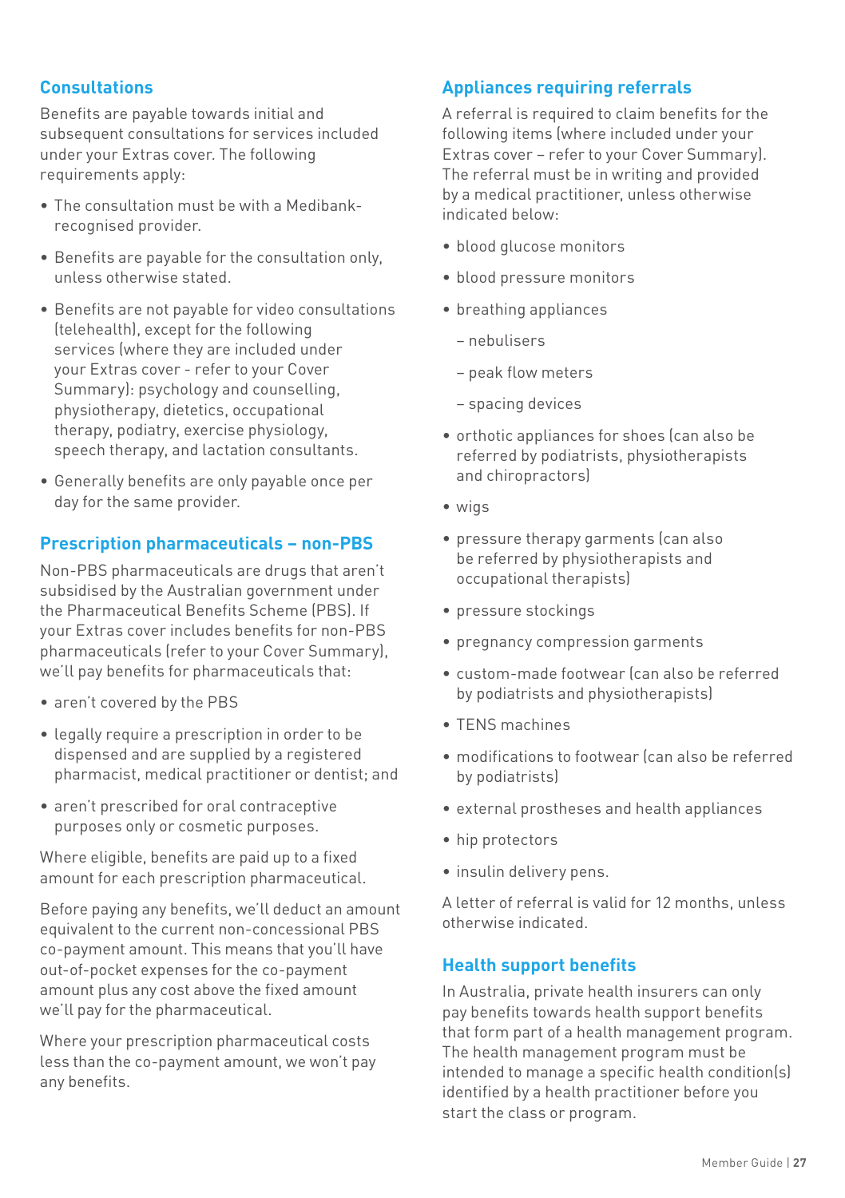## Consultations

Benefits are payable towards initial and subsequent consultations for services included under your Extras cover. The following requirements apply:

- The consultation must be with a Medibank-recognised provider.
- Benefits are payable for the consultation only, unless otherwise stated.
- Benefits are not payable for video consultations (telehealth), except for the following services (where they are included under your Extras cover - refer to your Cover Summary): psychology and counselling, physiotherapy, dietetics, occupational therapy, podiatry, exercise physiology, speech therapy, and lactation consultants.
- Generally benefits are only payable once per day for the same provider.

## Prescription pharmaceuticals – non-PBS

Non-PBS pharmaceuticals are drugs that aren't subsidised by the Australian government under the Pharmaceutical Benefits Scheme (PBS). If your Extras cover includes benefits for non-PBS pharmaceuticals (refer to your Cover Summary), we'll pay benefits for pharmaceuticals that:

- aren't covered by the PBS
- legally require a prescription in order to be dispensed and are supplied by a registered pharmacist, medical practitioner or dentist; and
- aren't prescribed for oral contraceptive purposes only or cosmetic purposes.

Where eligible, benefits are paid up to a fixed amount for each prescription pharmaceutical.

Before paying any benefits, we'll deduct an amount equivalent to the current non-concessional PBS co-payment amount. This means that you'll have out-of-pocket expenses for the co-payment amount plus any cost above the fixed amount we'll pay for the pharmaceutical.

Where your prescription pharmaceutical costs less than the co-payment amount, we won't pay any benefits.

## Appliances requiring referrals

A referral is required to claim benefits for the following items (where included under your Extras cover – refer to your Cover Summary). The referral must be in writing and provided by a medical practitioner, unless otherwise indicated below:

- blood glucose monitors
- blood pressure monitors
- breathing appliances
  - nebulisers
  - peak flow meters
  - spacing devices
- orthotic appliances for shoes (can also be referred by podiatrists, physiotherapists and chiropractors)
- wigs
- pressure therapy garments (can also be referred by physiotherapists and occupational therapists)
- pressure stockings
- pregnancy compression garments
- custom-made footwear (can also be referred by podiatrists and physiotherapists)
- TENS machines
- modifications to footwear (can also be referred by podiatrists)
- external prostheses and health appliances
- hip protectors
- insulin delivery pens.

A letter of referral is valid for 12 months, unless otherwise indicated.

## Health support benefits

In Australia, private health insurers can only pay benefits towards health support benefits that form part of a health management program. The health management program must be intended to manage a specific health condition(s) identified by a health practitioner before you start the class or program.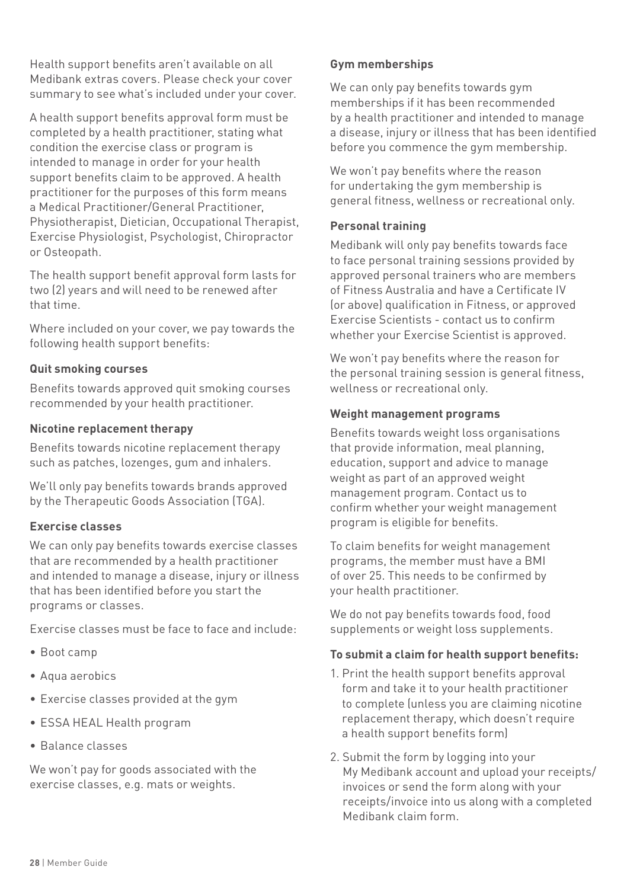Health support benefits aren't available on all Medibank extras covers. Please check your cover summary to see what's included under your cover.

A health support benefits approval form must be completed by a health practitioner, stating what condition the exercise class or program is intended to manage in order for your health support benefits claim to be approved. A health practitioner for the purposes of this form means a Medical Practitioner/General Practitioner, Physiotherapist, Dietician, Occupational Therapist, Exercise Physiologist, Psychologist, Chiropractor or Osteopath.

The health support benefit approval form lasts for two (2) years and will need to be renewed after that time.

Where included on your cover, we pay towards the following health support benefits:

**Quit smoking courses**

Benefits towards approved quit smoking courses recommended by your health practitioner.

**Nicotine replacement therapy**

Benefits towards nicotine replacement therapy such as patches, lozenges, gum and inhalers.

We'll only pay benefits towards brands approved by the Therapeutic Goods Association (TGA).

**Exercise classes**

We can only pay benefits towards exercise classes that are recommended by a health practitioner and intended to manage a disease, injury or illness that has been identified before you start the programs or classes.

Exercise classes must be face to face and include:

- Boot camp
- Aqua aerobics
- Exercise classes provided at the gym
- ESSA HEAL Health program
- Balance classes

We won't pay for goods associated with the exercise classes, e.g. mats or weights.

**Gym memberships**

We can only pay benefits towards gym memberships if it has been recommended by a health practitioner and intended to manage a disease, injury or illness that has been identified before you commence the gym membership.

We won't pay benefits where the reason for undertaking the gym membership is general fitness, wellness or recreational only.

**Personal training**

Medibank will only pay benefits towards face to face personal training sessions provided by approved personal trainers who are members of Fitness Australia and have a Certificate IV (or above) qualification in Fitness, or approved Exercise Scientists - contact us to confirm whether your Exercise Scientist is approved.

We won't pay benefits where the reason for the personal training session is general fitness, wellness or recreational only.

**Weight management programs**

Benefits towards weight loss organisations that provide information, meal planning, education, support and advice to manage weight as part of an approved weight management program. Contact us to confirm whether your weight management program is eligible for benefits.

To claim benefits for weight management programs, the member must have a BMI of over 25. This needs to be confirmed by your health practitioner.

We do not pay benefits towards food, food supplements or weight loss supplements.

**To submit a claim for health support benefits:**

1. Print the health support benefits approval form and take it to your health practitioner to complete (unless you are claiming nicotine replacement therapy, which doesn't require a health support benefits form)
2. Submit the form by logging into your My Medibank account and upload your receipts/ invoices or send the form along with your receipts/invoice into us along with a completed Medibank claim form.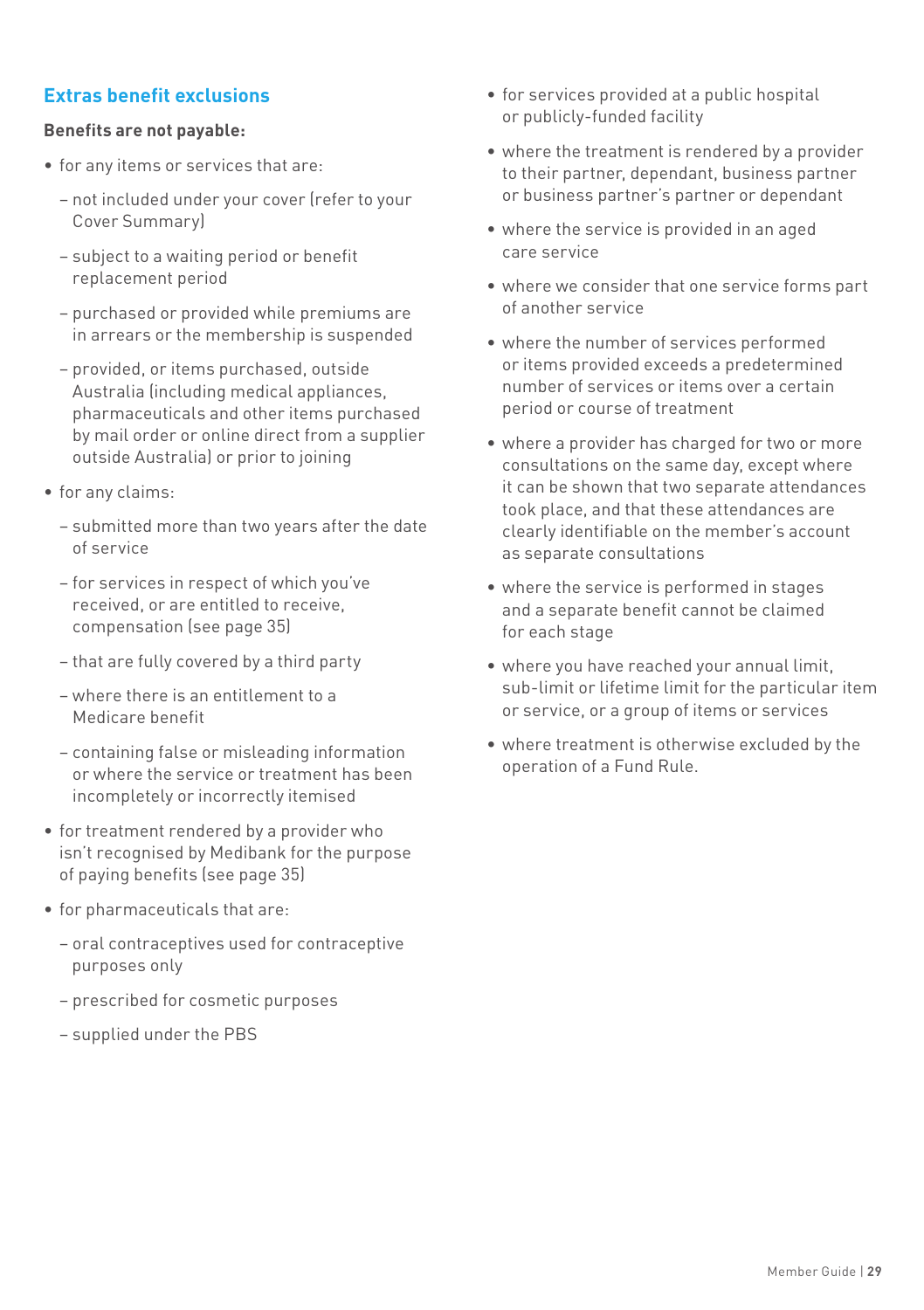## Extras benefit exclusions

**Benefits are not payable:**

- for any items or services that are:
  - not included under your cover (refer to your Cover Summary)
  - subject to a waiting period or benefit replacement period
  - purchased or provided while premiums are in arrears or the membership is suspended
  - provided, or items purchased, outside Australia (including medical appliances, pharmaceuticals and other items purchased by mail order or online direct from a supplier outside Australia) or prior to joining
- for any claims:
  - submitted more than two years after the date of service
  - for services in respect of which you've received, or are entitled to receive, compensation (see page 35)
  - that are fully covered by a third party
  - where there is an entitlement to a Medicare benefit
  - containing false or misleading information or where the service or treatment has been incompletely or incorrectly itemised
- for treatment rendered by a provider who isn't recognised by Medibank for the purpose of paying benefits (see page 35)
- for pharmaceuticals that are:
  - oral contraceptives used for contraceptive purposes only
  - prescribed for cosmetic purposes
  - supplied under the PBS
- for services provided at a public hospital or publicly-funded facility
- where the treatment is rendered by a provider to their partner, dependant, business partner or business partner's partner or dependant
- where the service is provided in an aged care service
- where we consider that one service forms part of another service
- where the number of services performed or items provided exceeds a predetermined number of services or items over a certain period or course of treatment
- where a provider has charged for two or more consultations on the same day, except where it can be shown that two separate attendances took place, and that these attendances are clearly identifiable on the member's account as separate consultations
- where the service is performed in stages and a separate benefit cannot be claimed for each stage
- where you have reached your annual limit, sub-limit or lifetime limit for the particular item or service, or a group of items or services
- where treatment is otherwise excluded by the operation of a Fund Rule.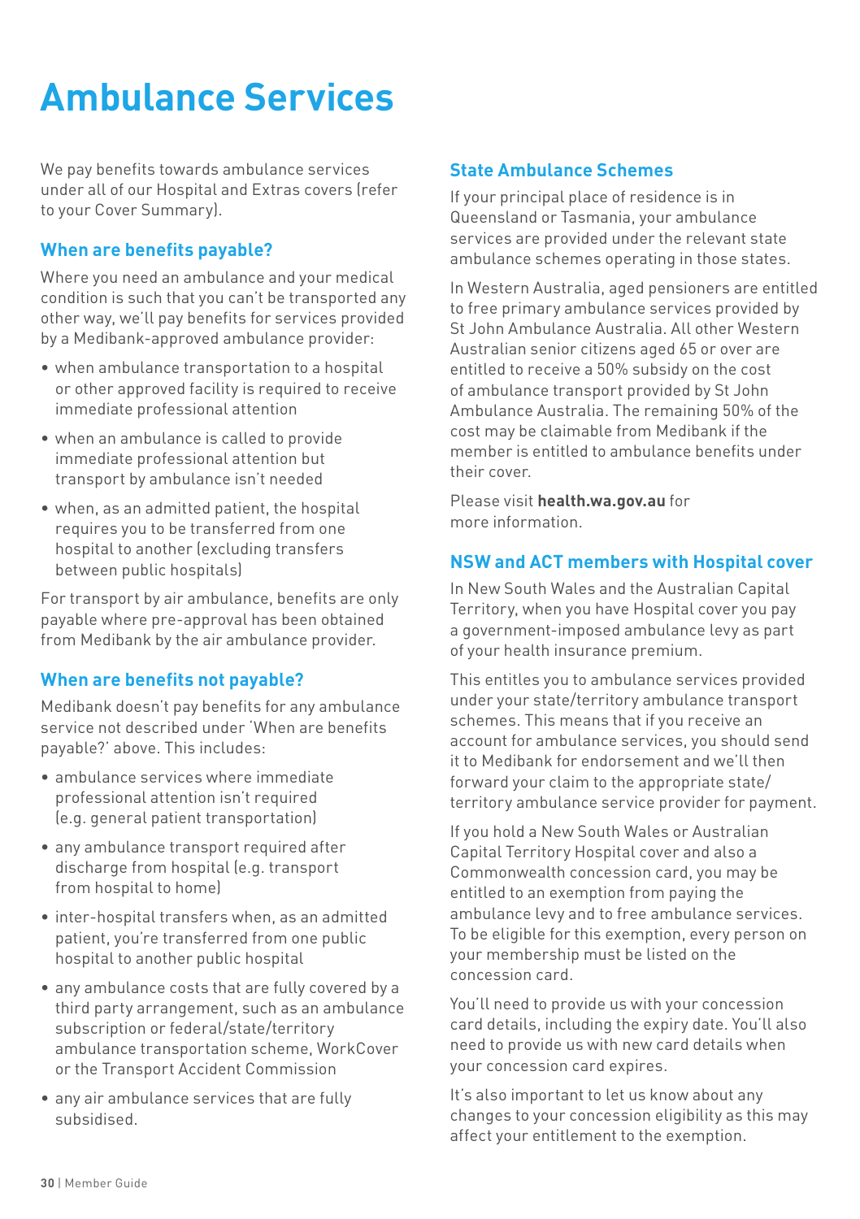# Ambulance Services

We pay benefits towards ambulance services under all of our Hospital and Extras covers (refer to your Cover Summary).

## When are benefits payable?

Where you need an ambulance and your medical condition is such that you can't be transported any other way, we'll pay benefits for services provided by a Medibank-approved ambulance provider:

- when ambulance transportation to a hospital or other approved facility is required to receive immediate professional attention
- when an ambulance is called to provide immediate professional attention but transport by ambulance isn't needed
- when, as an admitted patient, the hospital requires you to be transferred from one hospital to another (excluding transfers between public hospitals)

For transport by air ambulance, benefits are only payable where pre-approval has been obtained from Medibank by the air ambulance provider.

## When are benefits not payable?

Medibank doesn't pay benefits for any ambulance service not described under 'When are benefits payable?' above. This includes:

- ambulance services where immediate professional attention isn't required (e.g. general patient transportation)
- any ambulance transport required after discharge from hospital (e.g. transport from hospital to home)
- inter-hospital transfers when, as an admitted patient, you're transferred from one public hospital to another public hospital
- any ambulance costs that are fully covered by a third party arrangement, such as an ambulance subscription or federal/state/territory ambulance transportation scheme, WorkCover or the Transport Accident Commission
- any air ambulance services that are fully subsidised.

## State Ambulance Schemes

If your principal place of residence is in Queensland or Tasmania, your ambulance services are provided under the relevant state ambulance schemes operating in those states.

In Western Australia, aged pensioners are entitled to free primary ambulance services provided by St John Ambulance Australia. All other Western Australian senior citizens aged 65 or over are entitled to receive a 50% subsidy on the cost of ambulance transport provided by St John Ambulance Australia. The remaining 50% of the cost may be claimable from Medibank if the member is entitled to ambulance benefits under their cover.

Please visit **health.wa.gov.au** for more information.

## NSW and ACT members with Hospital cover

In New South Wales and the Australian Capital Territory, when you have Hospital cover you pay a government-imposed ambulance levy as part of your health insurance premium.

This entitles you to ambulance services provided under your state/territory ambulance transport schemes. This means that if you receive an account for ambulance services, you should send it to Medibank for endorsement and we'll then forward your claim to the appropriate state/territory ambulance service provider for payment.

If you hold a New South Wales or Australian Capital Territory Hospital cover and also a Commonwealth concession card, you may be entitled to an exemption from paying the ambulance levy and to free ambulance services. To be eligible for this exemption, every person on your membership must be listed on the concession card.

You'll need to provide us with your concession card details, including the expiry date. You'll also need to provide us with new card details when your concession card expires.

It's also important to let us know about any changes to your concession eligibility as this may affect your entitlement to the exemption.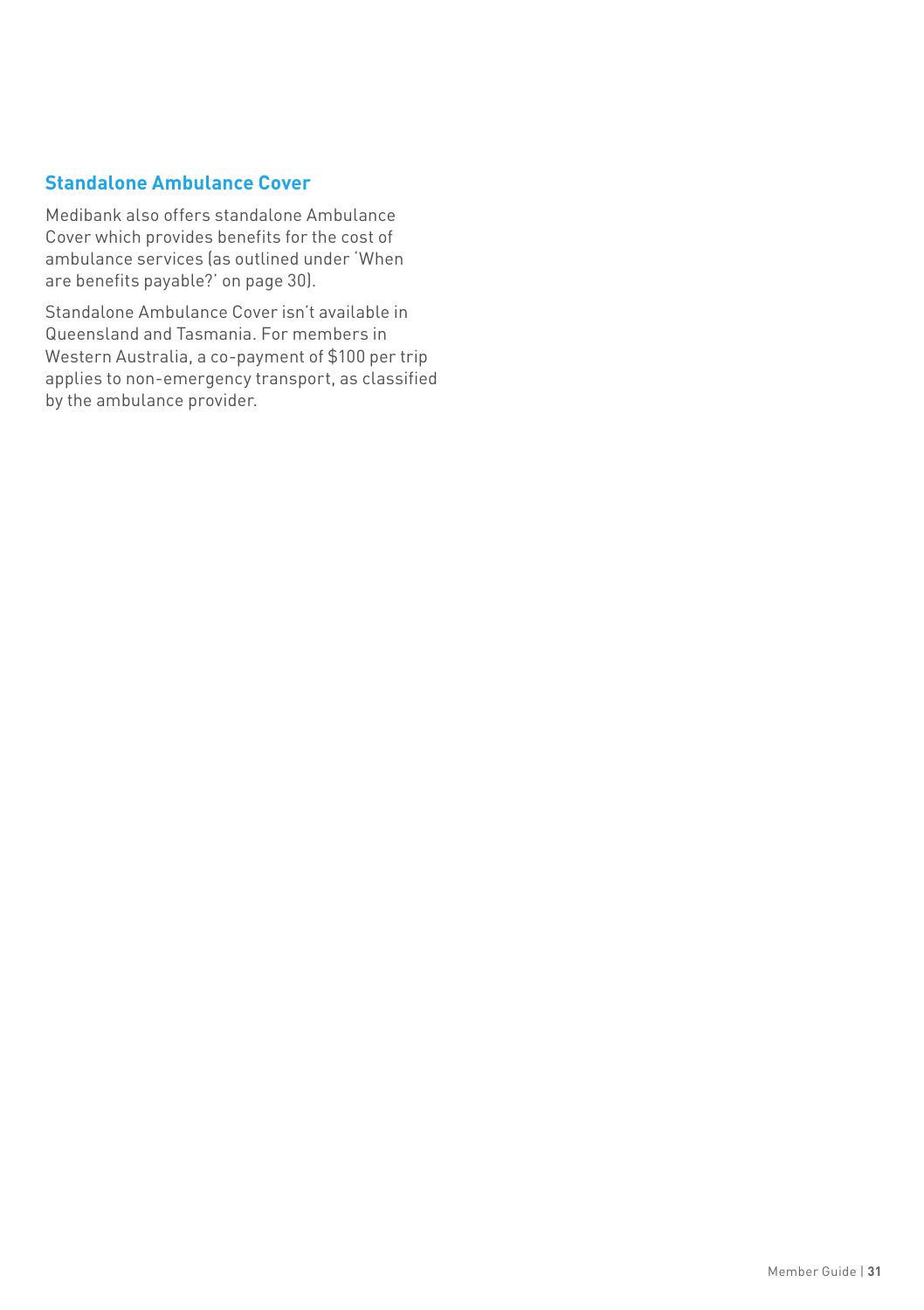### Standalone Ambulance Cover

Medibank also offers standalone Ambulance Cover which provides benefits for the cost of ambulance services (as outlined under 'When are benefits payable?' on page 30).

Standalone Ambulance Cover isn't available in Queensland and Tasmania. For members in Western Australia, a co-payment of $100 per trip applies to non-emergency transport, as classified by the ambulance provider.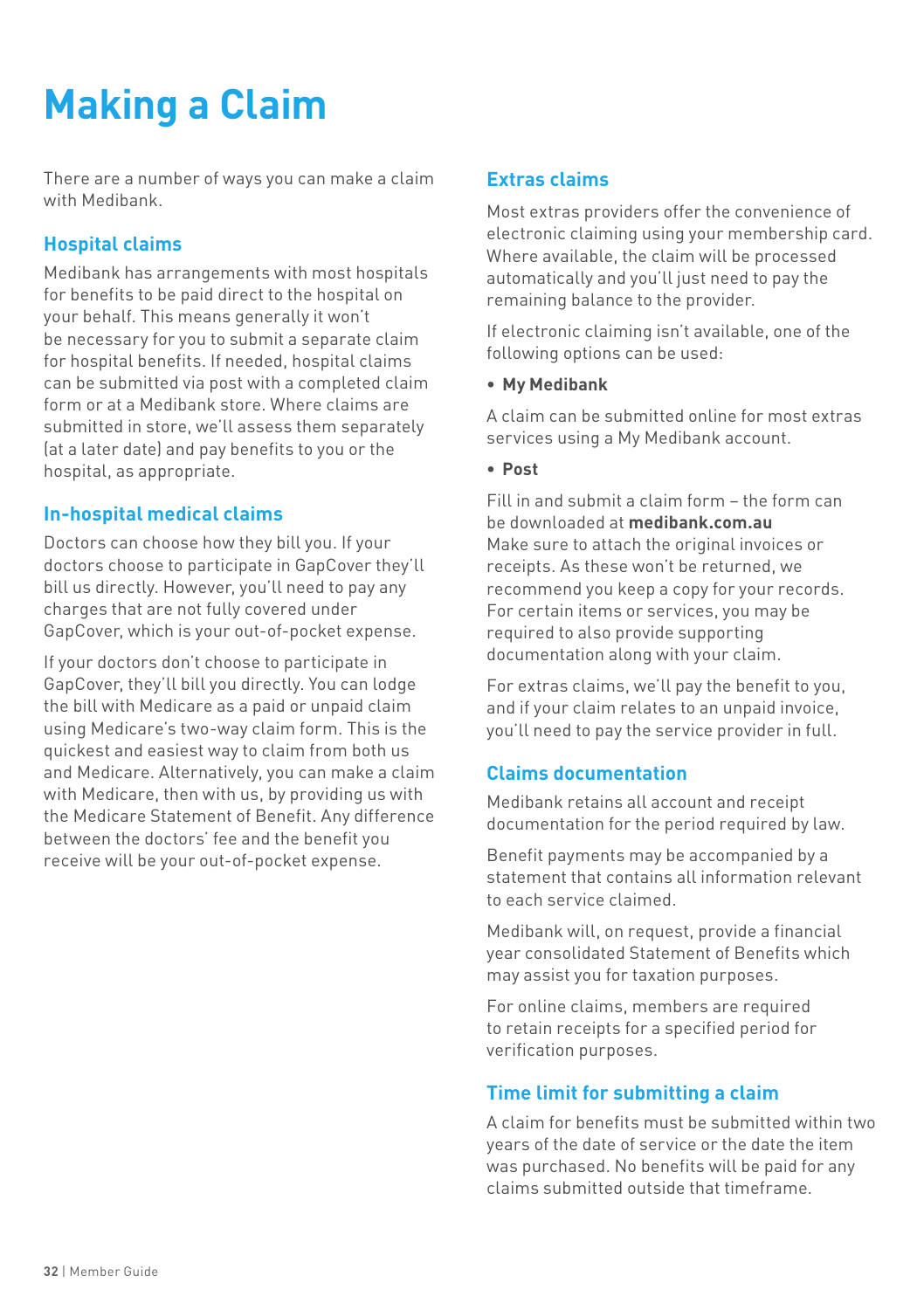# Making a Claim

There are a number of ways you can make a claim with Medibank.

## Hospital claims

Medibank has arrangements with most hospitals for benefits to be paid direct to the hospital on your behalf. This means generally it won't be necessary for you to submit a separate claim for hospital benefits. If needed, hospital claims can be submitted via post with a completed claim form or at a Medibank store. Where claims are submitted in store, we'll assess them separately (at a later date) and pay benefits to you or the hospital, as appropriate.

## In-hospital medical claims

Doctors can choose how they bill you. If your doctors choose to participate in GapCover they'll bill us directly. However, you'll need to pay any charges that are not fully covered under GapCover, which is your out-of-pocket expense.

If your doctors don't choose to participate in GapCover, they'll bill you directly. You can lodge the bill with Medicare as a paid or unpaid claim using Medicare's two-way claim form. This is the quickest and easiest way to claim from both us and Medicare. Alternatively, you can make a claim with Medicare, then with us, by providing us with the Medicare Statement of Benefit. Any difference between the doctors' fee and the benefit you receive will be your out-of-pocket expense.

## Extras claims

Most extras providers offer the convenience of electronic claiming using your membership card. Where available, the claim will be processed automatically and you'll just need to pay the remaining balance to the provider.

If electronic claiming isn't available, one of the following options can be used:

- **My Medibank**

A claim can be submitted online for most extras services using a My Medibank account.

- **Post**

Fill in and submit a claim form – the form can be downloaded at **medibank.com.au**
Make sure to attach the original invoices or receipts. As these won't be returned, we recommend you keep a copy for your records. For certain items or services, you may be required to also provide supporting documentation along with your claim.

For extras claims, we'll pay the benefit to you, and if your claim relates to an unpaid invoice, you'll need to pay the service provider in full.

## Claims documentation

Medibank retains all account and receipt documentation for the period required by law.

Benefit payments may be accompanied by a statement that contains all information relevant to each service claimed.

Medibank will, on request, provide a financial year consolidated Statement of Benefits which may assist you for taxation purposes.

For online claims, members are required to retain receipts for a specified period for verification purposes.

## Time limit for submitting a claim

A claim for benefits must be submitted within two years of the date of service or the date the item was purchased. No benefits will be paid for any claims submitted outside that timeframe.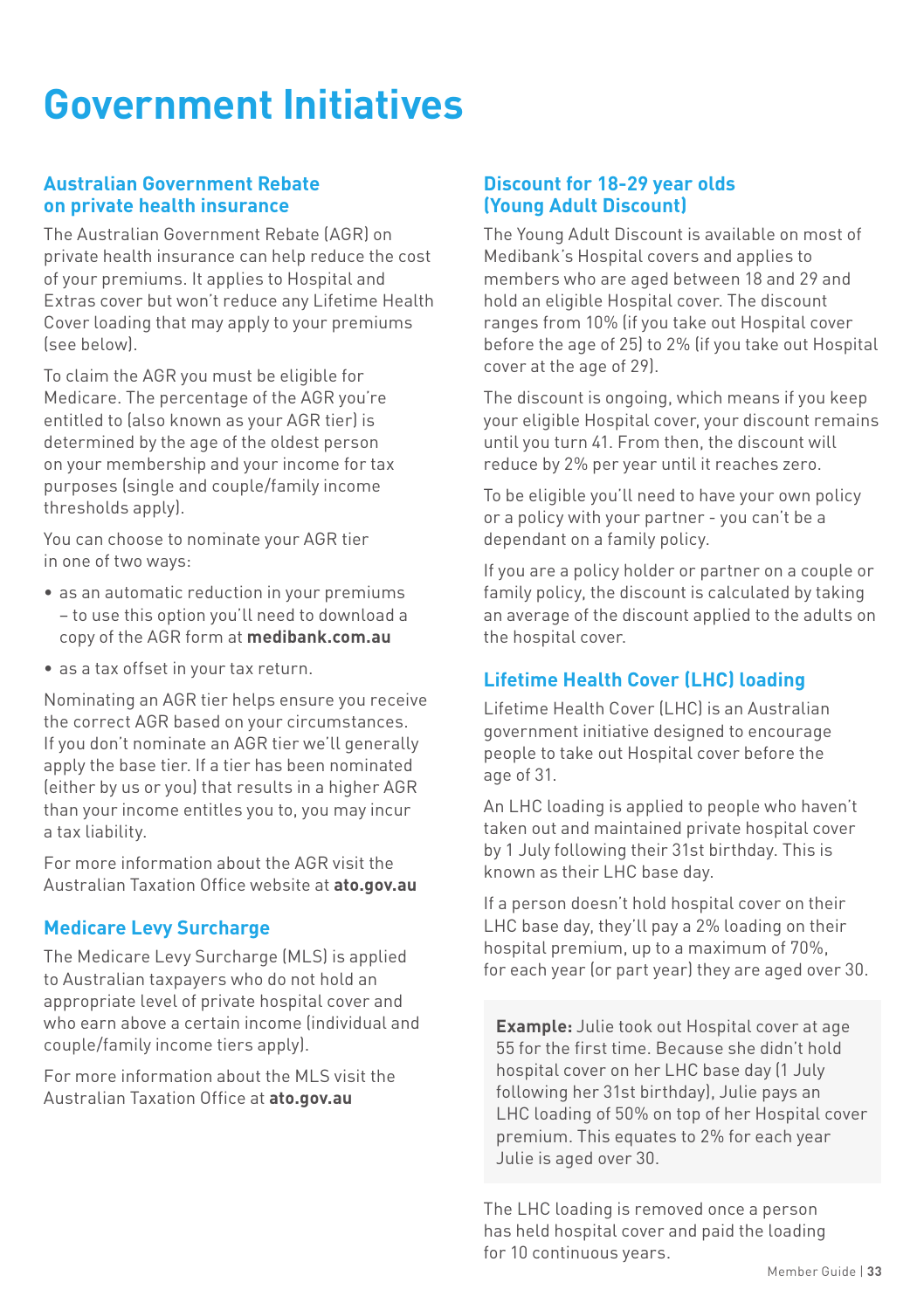# Government Initiatives

## Australian Government Rebate on private health insurance

The Australian Government Rebate (AGR) on private health insurance can help reduce the cost of your premiums. It applies to Hospital and Extras cover but won't reduce any Lifetime Health Cover loading that may apply to your premiums (see below).

To claim the AGR you must be eligible for Medicare. The percentage of the AGR you're entitled to (also known as your AGR tier) is determined by the age of the oldest person on your membership and your income for tax purposes (single and couple/family income thresholds apply).

You can choose to nominate your AGR tier in one of two ways:

- as an automatic reduction in your premiums – to use this option you'll need to download a copy of the AGR form at **medibank.com.au**
- as a tax offset in your tax return.

Nominating an AGR tier helps ensure you receive the correct AGR based on your circumstances. If you don't nominate an AGR tier we'll generally apply the base tier. If a tier has been nominated (either by us or you) that results in a higher AGR than your income entitles you to, you may incur a tax liability.

For more information about the AGR visit the Australian Taxation Office website at **ato.gov.au**

## Medicare Levy Surcharge

The Medicare Levy Surcharge (MLS) is applied to Australian taxpayers who do not hold an appropriate level of private hospital cover and who earn above a certain income (individual and couple/family income tiers apply).

For more information about the MLS visit the Australian Taxation Office at **ato.gov.au**

## Discount for 18-29 year olds (Young Adult Discount)

The Young Adult Discount is available on most of Medibank's Hospital covers and applies to members who are aged between 18 and 29 and hold an eligible Hospital cover. The discount ranges from 10% (if you take out Hospital cover before the age of 25) to 2% (if you take out Hospital cover at the age of 29).

The discount is ongoing, which means if you keep your eligible Hospital cover, your discount remains until you turn 41. From then, the discount will reduce by 2% per year until it reaches zero.

To be eligible you'll need to have your own policy or a policy with your partner - you can't be a dependant on a family policy.

If you are a policy holder or partner on a couple or family policy, the discount is calculated by taking an average of the discount applied to the adults on the hospital cover.

## Lifetime Health Cover (LHC) loading

Lifetime Health Cover (LHC) is an Australian government initiative designed to encourage people to take out Hospital cover before the age of 31.

An LHC loading is applied to people who haven't taken out and maintained private hospital cover by 1 July following their 31st birthday. This is known as their LHC base day.

If a person doesn't hold hospital cover on their LHC base day, they'll pay a 2% loading on their hospital premium, up to a maximum of 70%, for each year (or part year) they are aged over 30.

> **Example:** Julie took out Hospital cover at age 55 for the first time. Because she didn't hold hospital cover on her LHC base day (1 July following her 31st birthday), Julie pays an LHC loading of 50% on top of her Hospital cover premium. This equates to 2% for each year Julie is aged over 30.

The LHC loading is removed once a person has held hospital cover and paid the loading for 10 continuous years.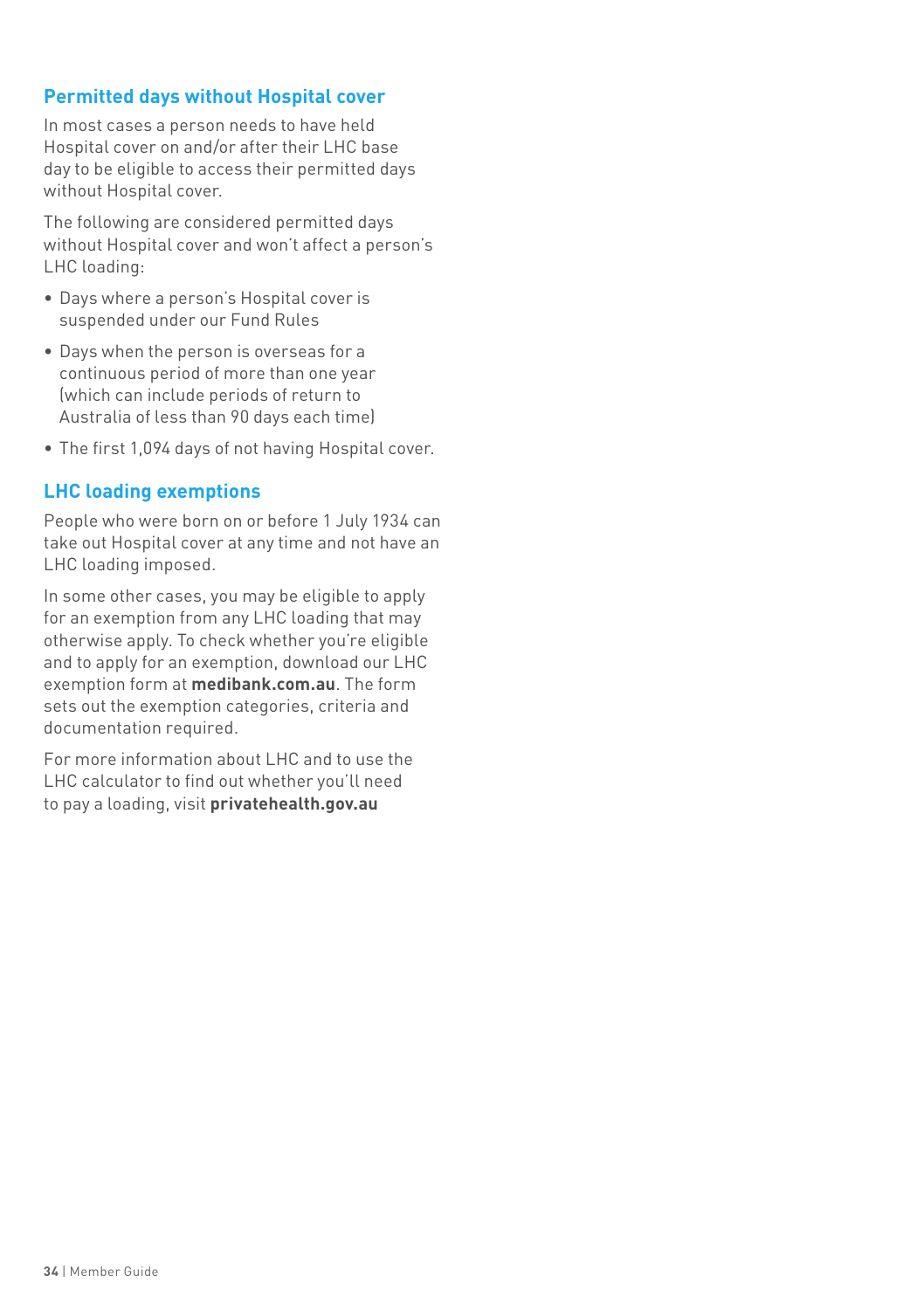## Permitted days without Hospital cover

In most cases a person needs to have held Hospital cover on and/or after their LHC base day to be eligible to access their permitted days without Hospital cover.

The following are considered permitted days without Hospital cover and won't affect a person's LHC loading:

- Days where a person's Hospital cover is suspended under our Fund Rules
- Days when the person is overseas for a continuous period of more than one year (which can include periods of return to Australia of less than 90 days each time)
- The first 1,094 days of not having Hospital cover.

## LHC loading exemptions

People who were born on or before 1 July 1934 can take out Hospital cover at any time and not have an LHC loading imposed.

In some other cases, you may be eligible to apply for an exemption from any LHC loading that may otherwise apply. To check whether you're eligible and to apply for an exemption, download our LHC exemption form at **medibank.com.au**. The form sets out the exemption categories, criteria and documentation required.

For more information about LHC and to use the LHC calculator to find out whether you'll need to pay a loading, visit **privatehealth.gov.au**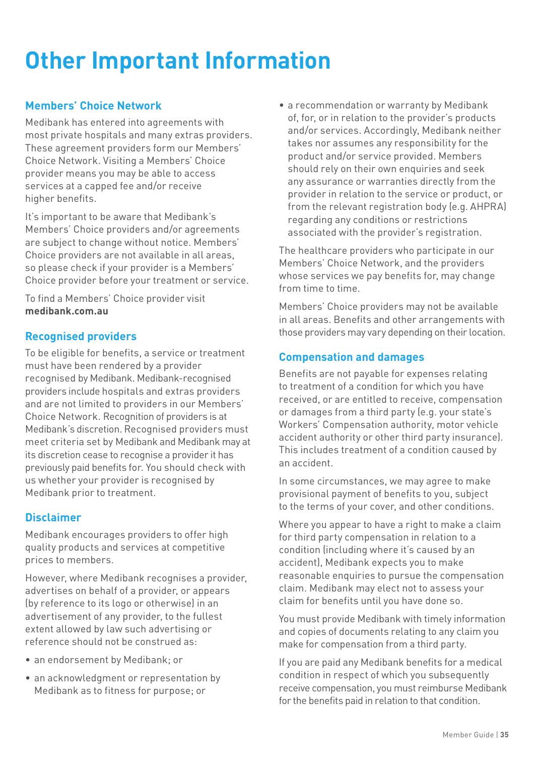# Other Important Information

## Members' Choice Network

Medibank has entered into agreements with most private hospitals and many extras providers. These agreement providers form our Members' Choice Network. Visiting a Members' Choice provider means you may be able to access services at a capped fee and/or receive higher benefits.

It's important to be aware that Medibank's Members' Choice providers and/or agreements are subject to change without notice. Members' Choice providers are not available in all areas, so please check if your provider is a Members' Choice provider before your treatment or service.

To find a Members' Choice provider visit **medibank.com.au**

## Recognised providers

To be eligible for benefits, a service or treatment must have been rendered by a provider recognised by Medibank. Medibank-recognised providers include hospitals and extras providers and are not limited to providers in our Members' Choice Network. Recognition of providers is at Medibank's discretion. Recognised providers must meet criteria set by Medibank and Medibank may at its discretion cease to recognise a provider it has previously paid benefits for. You should check with us whether your provider is recognised by Medibank prior to treatment.

## Disclaimer

Medibank encourages providers to offer high quality products and services at competitive prices to members.

However, where Medibank recognises a provider, advertises on behalf of a provider, or appears (by reference to its logo or otherwise) in an advertisement of any provider, to the fullest extent allowed by law such advertising or reference should not be construed as:

- an endorsement by Medibank; or
- an acknowledgment or representation by Medibank as to fitness for purpose; or
- a recommendation or warranty by Medibank of, for, or in relation to the provider's products and/or services. Accordingly, Medibank neither takes nor assumes any responsibility for the product and/or service provided. Members should rely on their own enquiries and seek any assurance or warranties directly from the provider in relation to the service or product, or from the relevant registration body (e.g. AHPRA) regarding any conditions or restrictions associated with the provider's registration.

The healthcare providers who participate in our Members' Choice Network, and the providers whose services we pay benefits for, may change from time to time.

Members' Choice providers may not be available in all areas. Benefits and other arrangements with those providers may vary depending on their location.

## Compensation and damages

Benefits are not payable for expenses relating to treatment of a condition for which you have received, or are entitled to receive, compensation or damages from a third party (e.g. your state's Workers' Compensation authority, motor vehicle accident authority or other third party insurance). This includes treatment of a condition caused by an accident.

In some circumstances, we may agree to make provisional payment of benefits to you, subject to the terms of your cover, and other conditions.

Where you appear to have a right to make a claim for third party compensation in relation to a condition (including where it's caused by an accident), Medibank expects you to make reasonable enquiries to pursue the compensation claim. Medibank may elect not to assess your claim for benefits until you have done so.

You must provide Medibank with timely information and copies of documents relating to any claim you make for compensation from a third party.

If you are paid any Medibank benefits for a medical condition in respect of which you subsequently receive compensation, you must reimburse Medibank for the benefits paid in relation to that condition.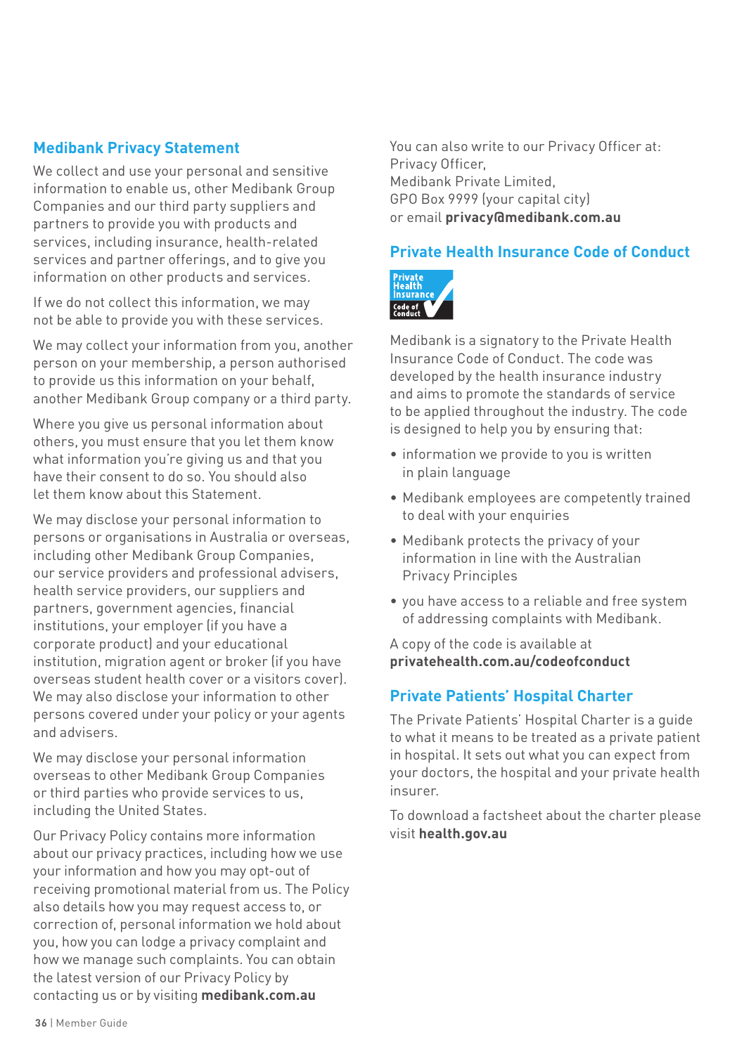## Medibank Privacy Statement

We collect and use your personal and sensitive information to enable us, other Medibank Group Companies and our third party suppliers and partners to provide you with products and services, including insurance, health-related services and partner offerings, and to give you information on other products and services.

If we do not collect this information, we may not be able to provide you with these services.

We may collect your information from you, another person on your membership, a person authorised to provide us this information on your behalf, another Medibank Group company or a third party.

Where you give us personal information about others, you must ensure that you let them know what information you're giving us and that you have their consent to do so. You should also let them know about this Statement.

We may disclose your personal information to persons or organisations in Australia or overseas, including other Medibank Group Companies, our service providers and professional advisers, health service providers, our suppliers and partners, government agencies, financial institutions, your employer (if you have a corporate product) and your educational institution, migration agent or broker (if you have overseas student health cover or a visitors cover). We may also disclose your information to other persons covered under your policy or your agents and advisers.

We may disclose your personal information overseas to other Medibank Group Companies or third parties who provide services to us, including the United States.

Our Privacy Policy contains more information about our privacy practices, including how we use your information and how you may opt-out of receiving promotional material from us. The Policy also details how you may request access to, or correction of, personal information we hold about you, how you can lodge a privacy complaint and how we manage such complaints. You can obtain the latest version of our Privacy Policy by contacting us or by visiting **medibank.com.au**

You can also write to our Privacy Officer at:
Privacy Officer,
Medibank Private Limited,
GPO Box 9999 (your capital city)
or email **privacy@medibank.com.au**

## Private Health Insurance Code of Conduct

Medibank is a signatory to the Private Health Insurance Code of Conduct. The code was developed by the health insurance industry and aims to promote the standards of service to be applied throughout the industry. The code is designed to help you by ensuring that:

- information we provide to you is written in plain language
- Medibank employees are competently trained to deal with your enquiries
- Medibank protects the privacy of your information in line with the Australian Privacy Principles
- you have access to a reliable and free system of addressing complaints with Medibank.

A copy of the code is available at **privatehealth.com.au/codeofconduct**

## Private Patients' Hospital Charter

The Private Patients' Hospital Charter is a guide to what it means to be treated as a private patient in hospital. It sets out what you can expect from your doctors, the hospital and your private health insurer.

To download a factsheet about the charter please visit **health.gov.au**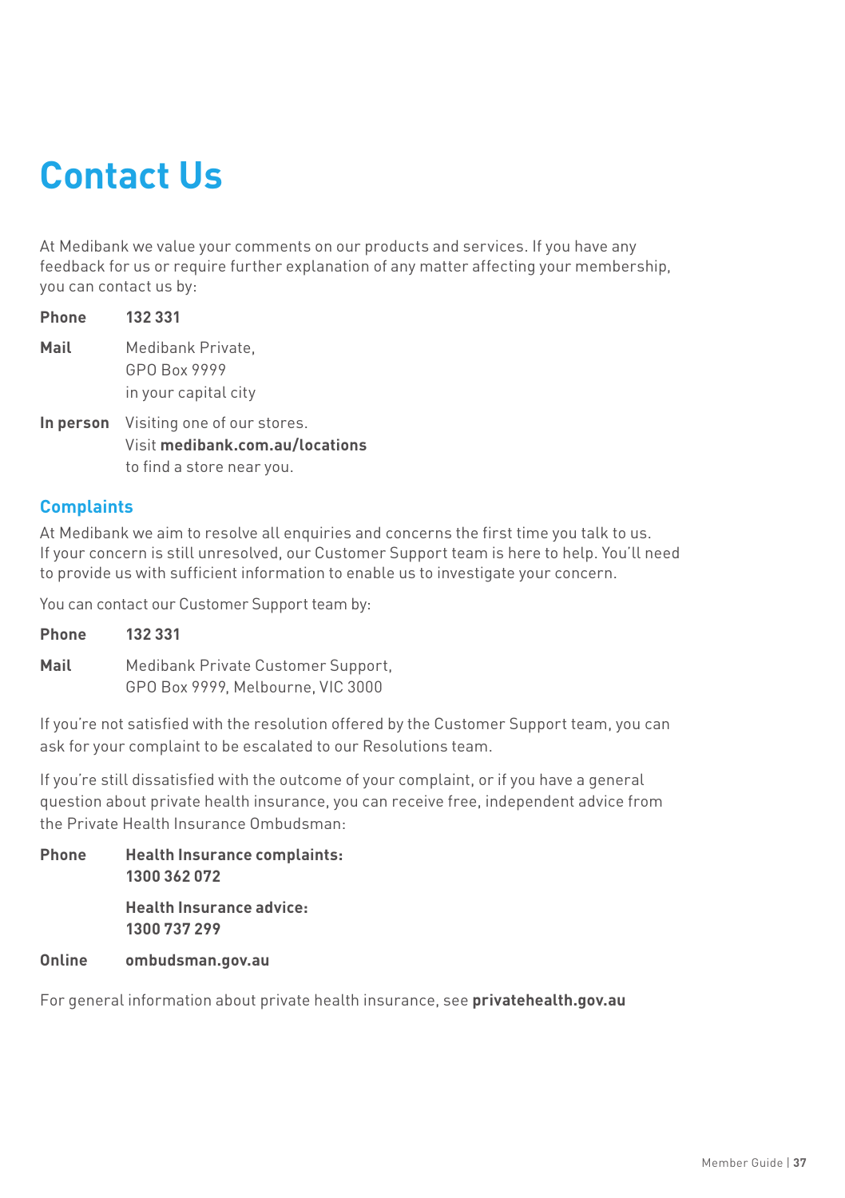# Contact Us

At Medibank we value your comments on our products and services. If you have any feedback for us or require further explanation of any matter affecting your membership, you can contact us by:

**Phone** **132 331**

**Mail** Medibank Private,
GPO Box 9999
in your capital city

**In person** Visiting one of our stores.
Visit **medibank.com.au/locations**
to find a store near you.

## Complaints

At Medibank we aim to resolve all enquiries and concerns the first time you talk to us. If your concern is still unresolved, our Customer Support team is here to help. You'll need to provide us with sufficient information to enable us to investigate your concern.

You can contact our Customer Support team by:

**Phone** **132 331**

**Mail** Medibank Private Customer Support,
GPO Box 9999, Melbourne, VIC 3000

If you're not satisfied with the resolution offered by the Customer Support team, you can ask for your complaint to be escalated to our Resolutions team.

If you're still dissatisfied with the outcome of your complaint, or if you have a general question about private health insurance, you can receive free, independent advice from the Private Health Insurance Ombudsman:

**Phone** **Health Insurance complaints:**
**1300 362 072**

**Health Insurance advice:**
**1300 737 299**

**Online** **ombudsman.gov.au**

For general information about private health insurance, see **privatehealth.gov.au**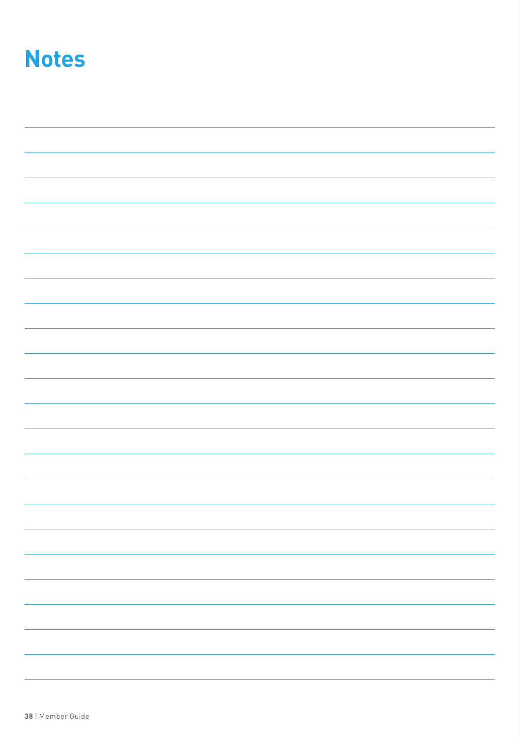# Notes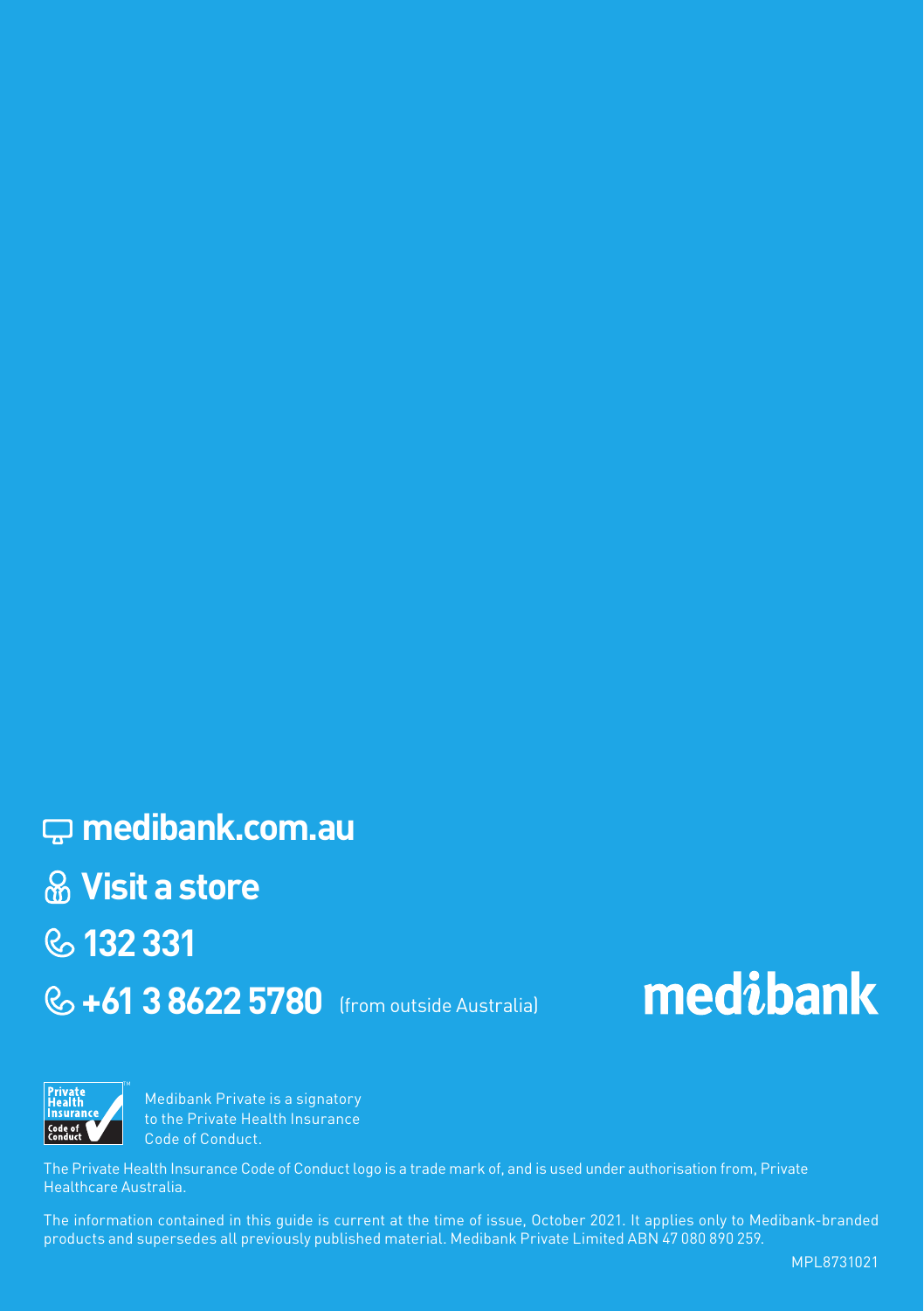**medibank.com.au**

**Visit a store**

**132 331**

**+61 3 8622 5780** (from outside Australia)

medibank

Medibank Private is a signatory to the Private Health Insurance Code of Conduct.

The Private Health Insurance Code of Conduct logo is a trade mark of, and is used under authorisation from, Private Healthcare Australia.

The information contained in this guide is current at the time of issue, October 2021. It applies only to Medibank-branded products and supersedes all previously published material. Medibank Private Limited ABN 47 080 890 259.

MPL8731021